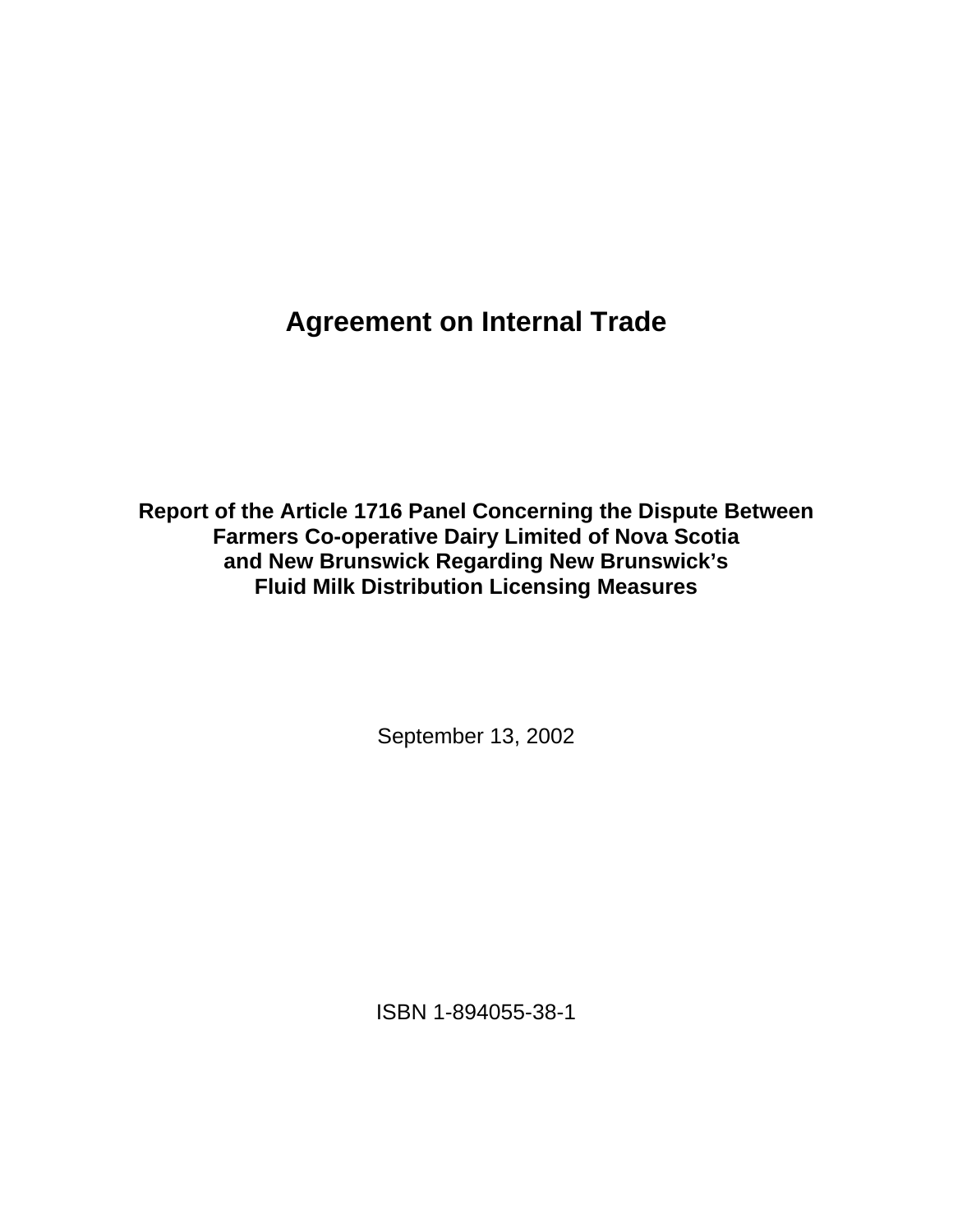# Agreement on Internal Trade

## Report of the Article 1716 Panel Concerning the Dispute Between Farmers Co-operative Dairy Limited of Nova Scotia and New Brunswick Regarding New Brunswick's Fluid Milk Distribution Licensing Measures

September 13, 2002

ISBN 1-894055-38-1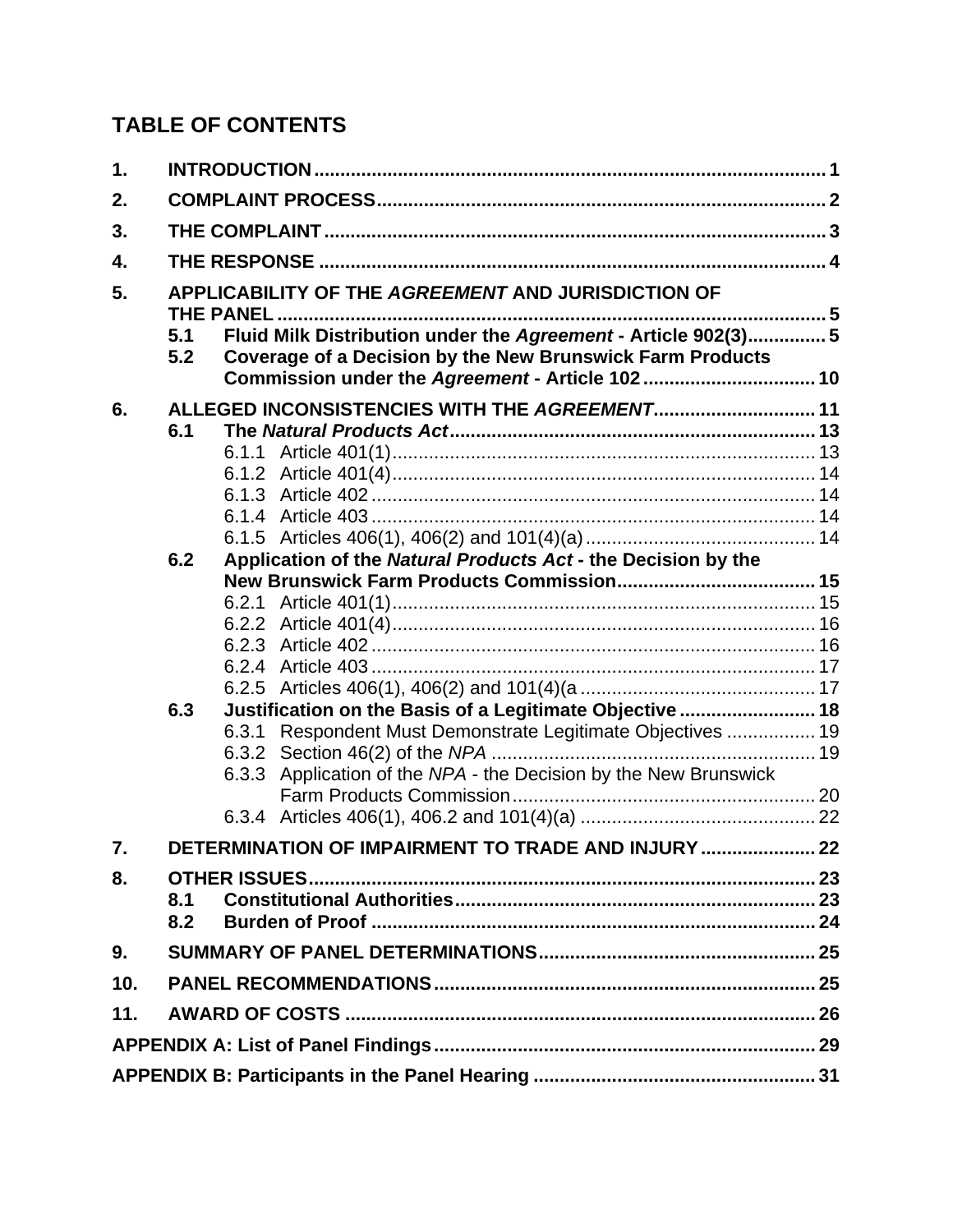# TABLE OF CONTENTS

1. **INTRODUCTION** ..... 1
2. **COMPLAINT PROCESS** ..... 2
3. **THE COMPLAINT** ..... 3
4. **THE RESPONSE** ..... 4
5. **APPLICABILITY OF THE *AGREEMENT* AND JURISDICTION OF THE PANEL** ..... 5
   - 5.1 **Fluid Milk Distribution under the *Agreement* - Article 902(3)** ..... 5
   - 5.2 **Coverage of a Decision by the New Brunswick Farm Products Commission under the *Agreement* - Article 102** ..... 10
6. **ALLEGED INCONSISTENCIES WITH THE *AGREEMENT*** ..... 11
   - 6.1 **The *Natural Products Act*** ..... 13
     - 6.1.1 Article 401(1) ..... 13
     - 6.1.2 Article 401(4) ..... 14
     - 6.1.3 Article 402 ..... 14
     - 6.1.4 Article 403 ..... 14
     - 6.1.5 Articles 406(1), 406(2) and 101(4)(a) ..... 14
   - 6.2 **Application of the *Natural Products Act* - the Decision by the New Brunswick Farm Products Commission** ..... 15
     - 6.2.1 Article 401(1) ..... 15
     - 6.2.2 Article 401(4) ..... 16
     - 6.2.3 Article 402 ..... 16
     - 6.2.4 Article 403 ..... 17
     - 6.2.5 Articles 406(1), 406(2) and 101(4)(a ..... 17
   - 6.3 **Justification on the Basis of a Legitimate Objective** ..... 18
     - 6.3.1 Respondent Must Demonstrate Legitimate Objectives ..... 19
     - 6.3.2 Section 46(2) of the *NPA* ..... 19
     - 6.3.3 Application of the *NPA* - the Decision by the New Brunswick Farm Products Commission ..... 20
     - 6.3.4 Articles 406(1), 406.2 and 101(4)(a) ..... 22
7. **DETERMINATION OF IMPAIRMENT TO TRADE AND INJURY** ..... 22
8. **OTHER ISSUES** ..... 23
   - 8.1 **Constitutional Authorities** ..... 23
   - 8.2 **Burden of Proof** ..... 24
9. **SUMMARY OF PANEL DETERMINATIONS** ..... 25
10. **PANEL RECOMMENDATIONS** ..... 25
11. **AWARD OF COSTS** ..... 26

**APPENDIX A: List of Panel Findings** ..... 29

**APPENDIX B: Participants in the Panel Hearing** ..... 31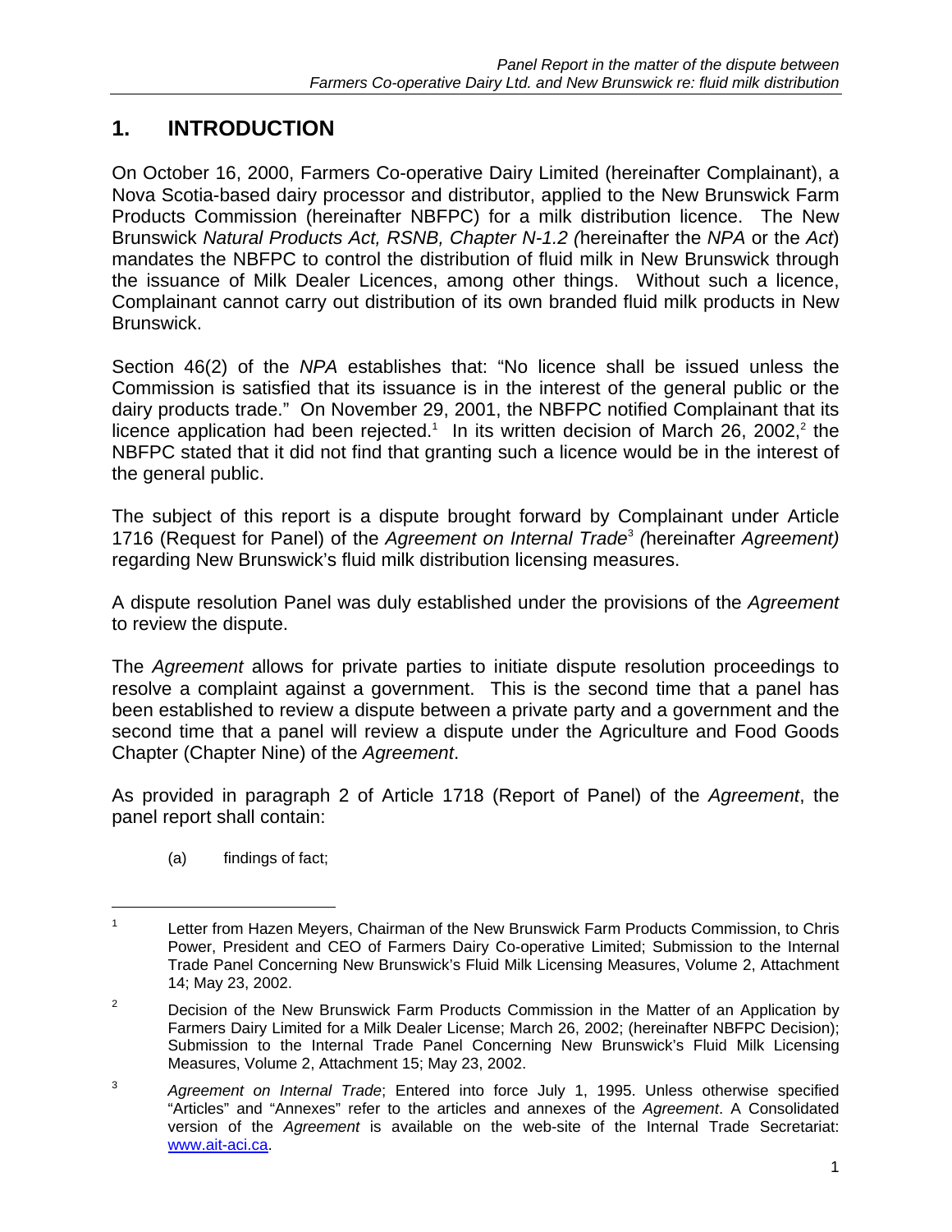# 1. INTRODUCTION

On October 16, 2000, Farmers Co-operative Dairy Limited (hereinafter Complainant), a Nova Scotia-based dairy processor and distributor, applied to the New Brunswick Farm Products Commission (hereinafter NBFPC) for a milk distribution licence. The New Brunswick *Natural Products Act, RSNB, Chapter N-1.2 (*hereinafter the *NPA* or the *Act*) mandates the NBFPC to control the distribution of fluid milk in New Brunswick through the issuance of Milk Dealer Licences, among other things. Without such a licence, Complainant cannot carry out distribution of its own branded fluid milk products in New Brunswick.

Section 46(2) of the *NPA* establishes that: "No licence shall be issued unless the Commission is satisfied that its issuance is in the interest of the general public or the dairy products trade." On November 29, 2001, the NBFPC notified Complainant that its licence application had been rejected.[1] In its written decision of March 26, 2002,[2] the NBFPC stated that it did not find that granting such a licence would be in the interest of the general public.

The subject of this report is a dispute brought forward by Complainant under Article 1716 (Request for Panel) of the *Agreement on Internal Trade*[3] *(*hereinafter *Agreement)* regarding New Brunswick's fluid milk distribution licensing measures.

A dispute resolution Panel was duly established under the provisions of the *Agreement* to review the dispute.

The *Agreement* allows for private parties to initiate dispute resolution proceedings to resolve a complaint against a government. This is the second time that a panel has been established to review a dispute between a private party and a government and the second time that a panel will review a dispute under the Agriculture and Food Goods Chapter (Chapter Nine) of the *Agreement*.

As provided in paragraph 2 of Article 1718 (Report of Panel) of the *Agreement*, the panel report shall contain:

(a) findings of fact;

---

[1] Letter from Hazen Meyers, Chairman of the New Brunswick Farm Products Commission, to Chris Power, President and CEO of Farmers Dairy Co-operative Limited; Submission to the Internal Trade Panel Concerning New Brunswick's Fluid Milk Licensing Measures, Volume 2, Attachment 14; May 23, 2002.

[2] Decision of the New Brunswick Farm Products Commission in the Matter of an Application by Farmers Dairy Limited for a Milk Dealer License; March 26, 2002; (hereinafter NBFPC Decision); Submission to the Internal Trade Panel Concerning New Brunswick's Fluid Milk Licensing Measures, Volume 2, Attachment 15; May 23, 2002.

[3] *Agreement on Internal Trade*; Entered into force July 1, 1995. Unless otherwise specified "Articles" and "Annexes" refer to the articles and annexes of the *Agreement*. A Consolidated version of the *Agreement* is available on the web-site of the Internal Trade Secretariat: www.ait-aci.ca.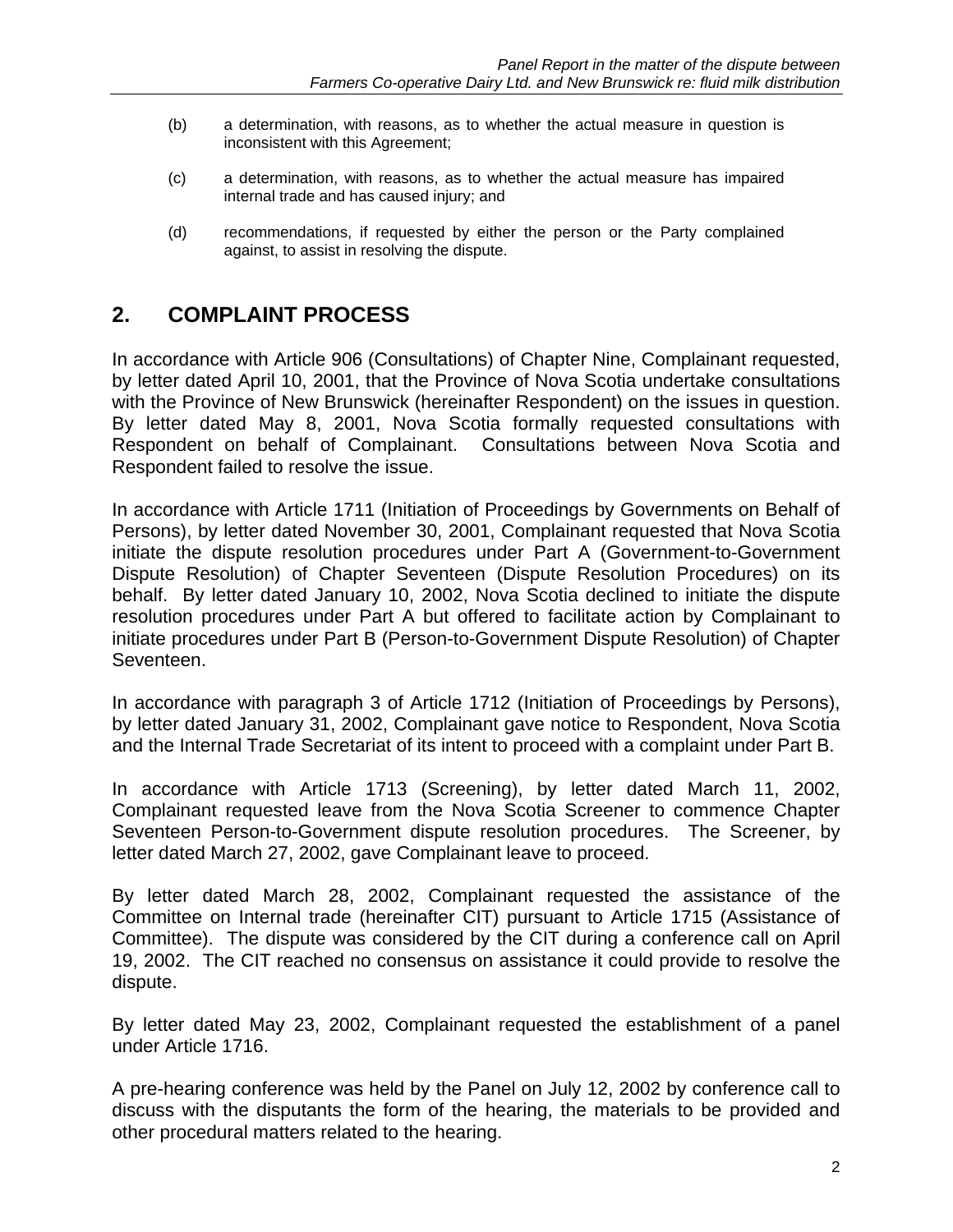(b) a determination, with reasons, as to whether the actual measure in question is inconsistent with this Agreement;

(c) a determination, with reasons, as to whether the actual measure has impaired internal trade and has caused injury; and

(d) recommendations, if requested by either the person or the Party complained against, to assist in resolving the dispute.

## 2. COMPLAINT PROCESS

In accordance with Article 906 (Consultations) of Chapter Nine, Complainant requested, by letter dated April 10, 2001, that the Province of Nova Scotia undertake consultations with the Province of New Brunswick (hereinafter Respondent) on the issues in question. By letter dated May 8, 2001, Nova Scotia formally requested consultations with Respondent on behalf of Complainant. Consultations between Nova Scotia and Respondent failed to resolve the issue.

In accordance with Article 1711 (Initiation of Proceedings by Governments on Behalf of Persons), by letter dated November 30, 2001, Complainant requested that Nova Scotia initiate the dispute resolution procedures under Part A (Government-to-Government Dispute Resolution) of Chapter Seventeen (Dispute Resolution Procedures) on its behalf. By letter dated January 10, 2002, Nova Scotia declined to initiate the dispute resolution procedures under Part A but offered to facilitate action by Complainant to initiate procedures under Part B (Person-to-Government Dispute Resolution) of Chapter Seventeen.

In accordance with paragraph 3 of Article 1712 (Initiation of Proceedings by Persons), by letter dated January 31, 2002, Complainant gave notice to Respondent, Nova Scotia and the Internal Trade Secretariat of its intent to proceed with a complaint under Part B.

In accordance with Article 1713 (Screening), by letter dated March 11, 2002, Complainant requested leave from the Nova Scotia Screener to commence Chapter Seventeen Person-to-Government dispute resolution procedures. The Screener, by letter dated March 27, 2002, gave Complainant leave to proceed.

By letter dated March 28, 2002, Complainant requested the assistance of the Committee on Internal trade (hereinafter CIT) pursuant to Article 1715 (Assistance of Committee). The dispute was considered by the CIT during a conference call on April 19, 2002. The CIT reached no consensus on assistance it could provide to resolve the dispute.

By letter dated May 23, 2002, Complainant requested the establishment of a panel under Article 1716.

A pre-hearing conference was held by the Panel on July 12, 2002 by conference call to discuss with the disputants the form of the hearing, the materials to be provided and other procedural matters related to the hearing.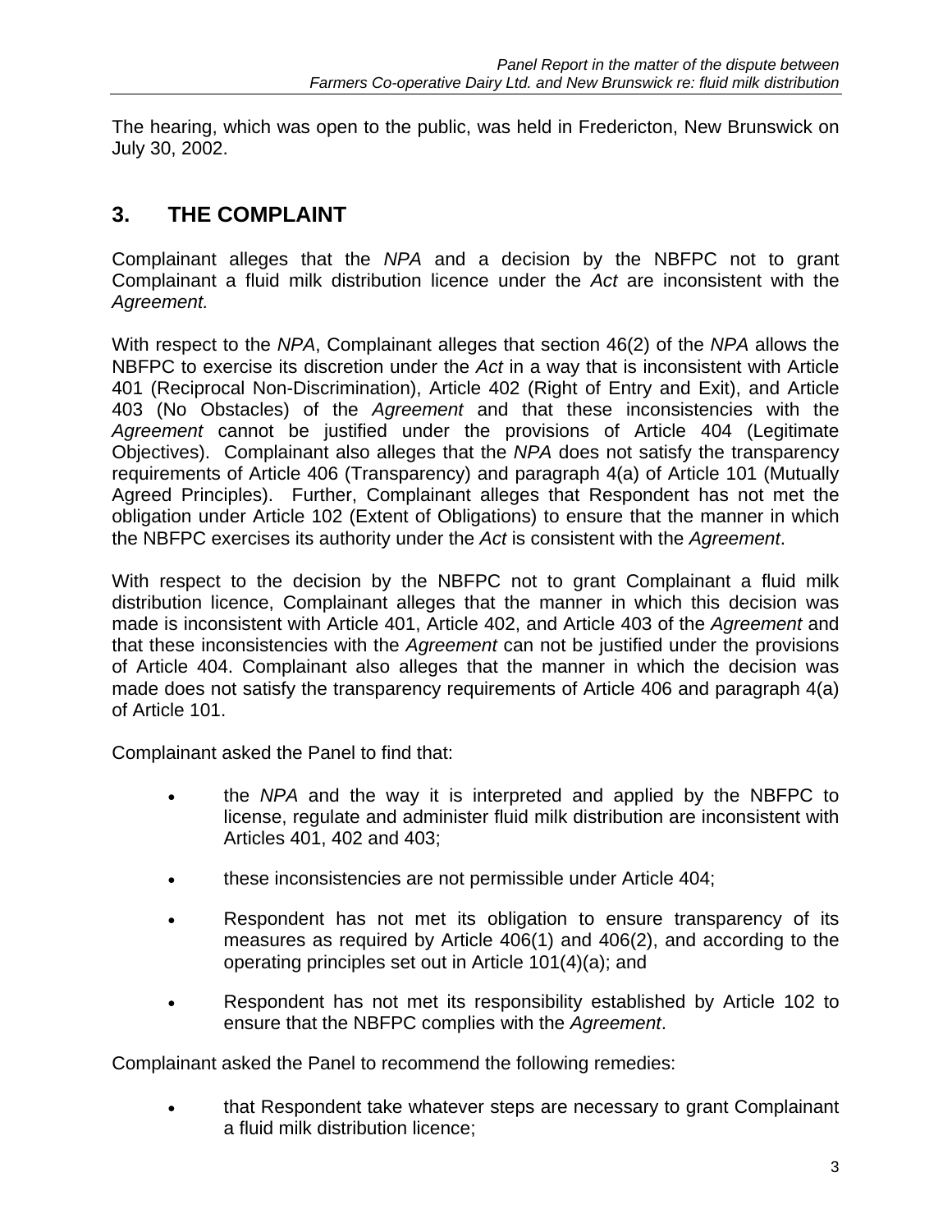The hearing, which was open to the public, was held in Fredericton, New Brunswick on July 30, 2002.

## 3. THE COMPLAINT

Complainant alleges that the *NPA* and a decision by the NBFPC not to grant Complainant a fluid milk distribution licence under the *Act* are inconsistent with the *Agreement.*

With respect to the *NPA*, Complainant alleges that section 46(2) of the *NPA* allows the NBFPC to exercise its discretion under the *Act* in a way that is inconsistent with Article 401 (Reciprocal Non-Discrimination), Article 402 (Right of Entry and Exit), and Article 403 (No Obstacles) of the *Agreement* and that these inconsistencies with the *Agreement* cannot be justified under the provisions of Article 404 (Legitimate Objectives). Complainant also alleges that the *NPA* does not satisfy the transparency requirements of Article 406 (Transparency) and paragraph 4(a) of Article 101 (Mutually Agreed Principles). Further, Complainant alleges that Respondent has not met the obligation under Article 102 (Extent of Obligations) to ensure that the manner in which the NBFPC exercises its authority under the *Act* is consistent with the *Agreement*.

With respect to the decision by the NBFPC not to grant Complainant a fluid milk distribution licence, Complainant alleges that the manner in which this decision was made is inconsistent with Article 401, Article 402, and Article 403 of the *Agreement* and that these inconsistencies with the *Agreement* can not be justified under the provisions of Article 404. Complainant also alleges that the manner in which the decision was made does not satisfy the transparency requirements of Article 406 and paragraph 4(a) of Article 101.

Complainant asked the Panel to find that:

- the *NPA* and the way it is interpreted and applied by the NBFPC to license, regulate and administer fluid milk distribution are inconsistent with Articles 401, 402 and 403;
- these inconsistencies are not permissible under Article 404;
- Respondent has not met its obligation to ensure transparency of its measures as required by Article 406(1) and 406(2), and according to the operating principles set out in Article 101(4)(a); and
- Respondent has not met its responsibility established by Article 102 to ensure that the NBFPC complies with the *Agreement*.

Complainant asked the Panel to recommend the following remedies:

- that Respondent take whatever steps are necessary to grant Complainant a fluid milk distribution licence;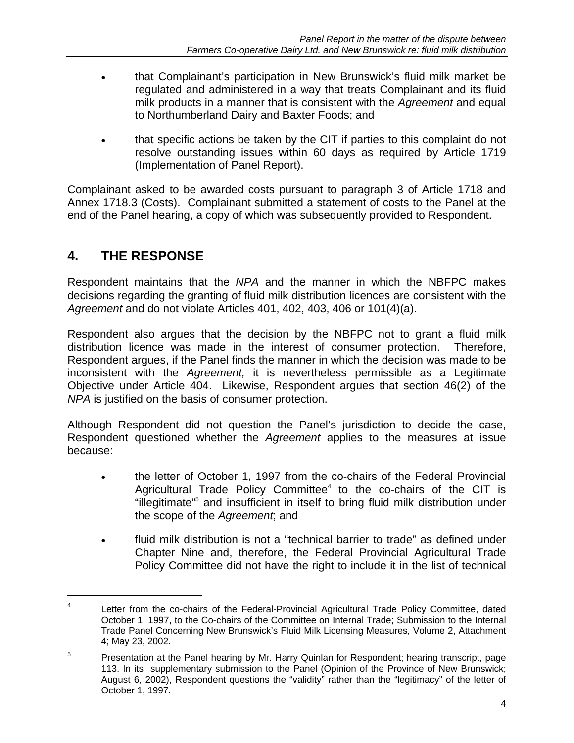- that Complainant's participation in New Brunswick's fluid milk market be regulated and administered in a way that treats Complainant and its fluid milk products in a manner that is consistent with the *Agreement* and equal to Northumberland Dairy and Baxter Foods; and

- that specific actions be taken by the CIT if parties to this complaint do not resolve outstanding issues within 60 days as required by Article 1719 (Implementation of Panel Report).

Complainant asked to be awarded costs pursuant to paragraph 3 of Article 1718 and Annex 1718.3 (Costs). Complainant submitted a statement of costs to the Panel at the end of the Panel hearing, a copy of which was subsequently provided to Respondent.

## 4. THE RESPONSE

Respondent maintains that the *NPA* and the manner in which the NBFPC makes decisions regarding the granting of fluid milk distribution licences are consistent with the *Agreement* and do not violate Articles 401, 402, 403, 406 or 101(4)(a).

Respondent also argues that the decision by the NBFPC not to grant a fluid milk distribution licence was made in the interest of consumer protection. Therefore, Respondent argues, if the Panel finds the manner in which the decision was made to be inconsistent with the *Agreement,* it is nevertheless permissible as a Legitimate Objective under Article 404. Likewise, Respondent argues that section 46(2) of the *NPA* is justified on the basis of consumer protection.

Although Respondent did not question the Panel's jurisdiction to decide the case, Respondent questioned whether the *Agreement* applies to the measures at issue because:

- the letter of October 1, 1997 from the co-chairs of the Federal Provincial Agricultural Trade Policy Committee[4] to the co-chairs of the CIT is "illegitimate"[5] and insufficient in itself to bring fluid milk distribution under the scope of the *Agreement*; and

- fluid milk distribution is not a "technical barrier to trade" as defined under Chapter Nine and, therefore, the Federal Provincial Agricultural Trade Policy Committee did not have the right to include it in the list of technical

---

[4] Letter from the co-chairs of the Federal-Provincial Agricultural Trade Policy Committee, dated October 1, 1997, to the Co-chairs of the Committee on Internal Trade; Submission to the Internal Trade Panel Concerning New Brunswick's Fluid Milk Licensing Measures*,* Volume 2, Attachment 4; May 23, 2002.

[5] Presentation at the Panel hearing by Mr. Harry Quinlan for Respondent; hearing transcript, page 113. In its supplementary submission to the Panel (Opinion of the Province of New Brunswick; August 6, 2002), Respondent questions the "validity" rather than the "legitimacy" of the letter of October 1, 1997.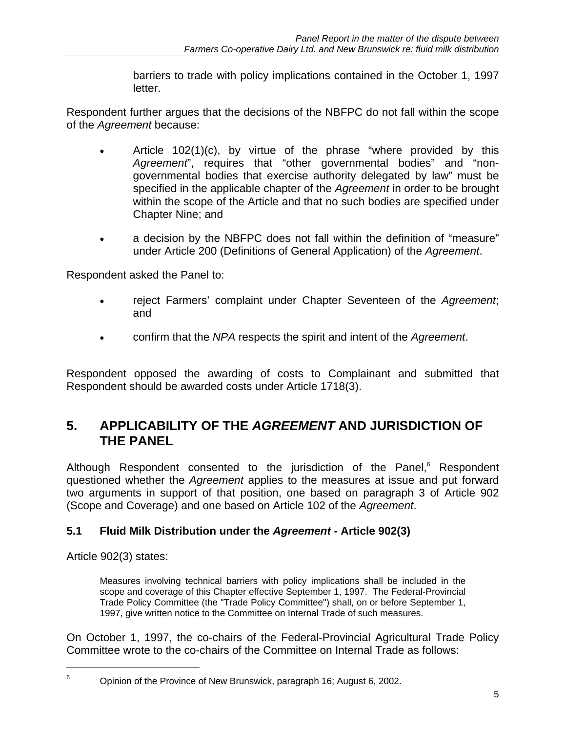barriers to trade with policy implications contained in the October 1, 1997 letter.

Respondent further argues that the decisions of the NBFPC do not fall within the scope of the *Agreement* because:

- Article 102(1)(c), by virtue of the phrase "where provided by this *Agreement*", requires that "other governmental bodies" and "non-governmental bodies that exercise authority delegated by law" must be specified in the applicable chapter of the *Agreement* in order to be brought within the scope of the Article and that no such bodies are specified under Chapter Nine; and

- a decision by the NBFPC does not fall within the definition of "measure" under Article 200 (Definitions of General Application) of the *Agreement*.

Respondent asked the Panel to:

- reject Farmers' complaint under Chapter Seventeen of the *Agreement*; and

- confirm that the *NPA* respects the spirit and intent of the *Agreement*.

Respondent opposed the awarding of costs to Complainant and submitted that Respondent should be awarded costs under Article 1718(3).

## 5. APPLICABILITY OF THE *AGREEMENT* AND JURISDICTION OF THE PANEL

Although Respondent consented to the jurisdiction of the Panel,[6] Respondent questioned whether the *Agreement* applies to the measures at issue and put forward two arguments in support of that position, one based on paragraph 3 of Article 902 (Scope and Coverage) and one based on Article 102 of the *Agreement*.

### 5.1 Fluid Milk Distribution under the *Agreement* - Article 902(3)

Article 902(3) states:

> Measures involving technical barriers with policy implications shall be included in the scope and coverage of this Chapter effective September 1, 1997. The Federal-Provincial Trade Policy Committee (the "Trade Policy Committee") shall, on or before September 1, 1997, give written notice to the Committee on Internal Trade of such measures.

On October 1, 1997, the co-chairs of the Federal-Provincial Agricultural Trade Policy Committee wrote to the co-chairs of the Committee on Internal Trade as follows:

[6] Opinion of the Province of New Brunswick, paragraph 16; August 6, 2002.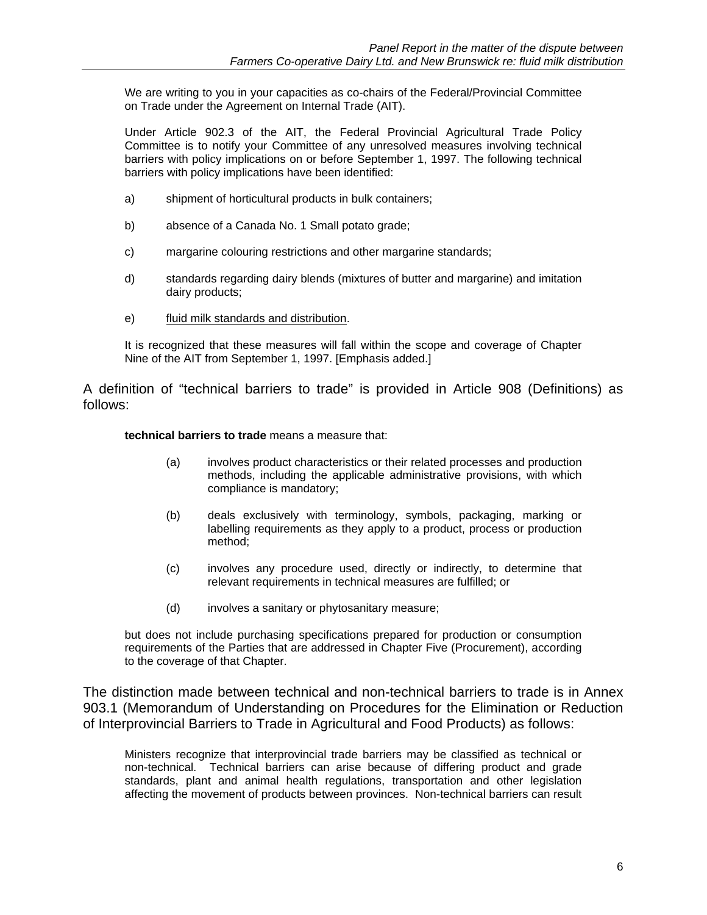> We are writing to you in your capacities as co-chairs of the Federal/Provincial Committee on Trade under the Agreement on Internal Trade (AIT).
>
> Under Article 902.3 of the AIT, the Federal Provincial Agricultural Trade Policy Committee is to notify your Committee of any unresolved measures involving technical barriers with policy implications on or before September 1, 1997. The following technical barriers with policy implications have been identified:
>
> a) shipment of horticultural products in bulk containers;
>
> b) absence of a Canada No. 1 Small potato grade;
>
> c) margarine colouring restrictions and other margarine standards;
>
> d) standards regarding dairy blends (mixtures of butter and margarine) and imitation dairy products;
>
> e) <u>fluid milk standards and distribution</u>.
>
> It is recognized that these measures will fall within the scope and coverage of Chapter Nine of the AIT from September 1, 1997. [Emphasis added.]

A definition of "technical barriers to trade" is provided in Article 908 (Definitions) as follows:

> **technical barriers to trade** means a measure that:
>
> (a) involves product characteristics or their related processes and production methods, including the applicable administrative provisions, with which compliance is mandatory;
>
> (b) deals exclusively with terminology, symbols, packaging, marking or labelling requirements as they apply to a product, process or production method;
>
> (c) involves any procedure used, directly or indirectly, to determine that relevant requirements in technical measures are fulfilled; or
>
> (d) involves a sanitary or phytosanitary measure;
>
> but does not include purchasing specifications prepared for production or consumption requirements of the Parties that are addressed in Chapter Five (Procurement), according to the coverage of that Chapter.

The distinction made between technical and non-technical barriers to trade is in Annex 903.1 (Memorandum of Understanding on Procedures for the Elimination or Reduction of Interprovincial Barriers to Trade in Agricultural and Food Products) as follows:

> Ministers recognize that interprovincial trade barriers may be classified as technical or non-technical. Technical barriers can arise because of differing product and grade standards, plant and animal health regulations, transportation and other legislation affecting the movement of products between provinces. Non-technical barriers can result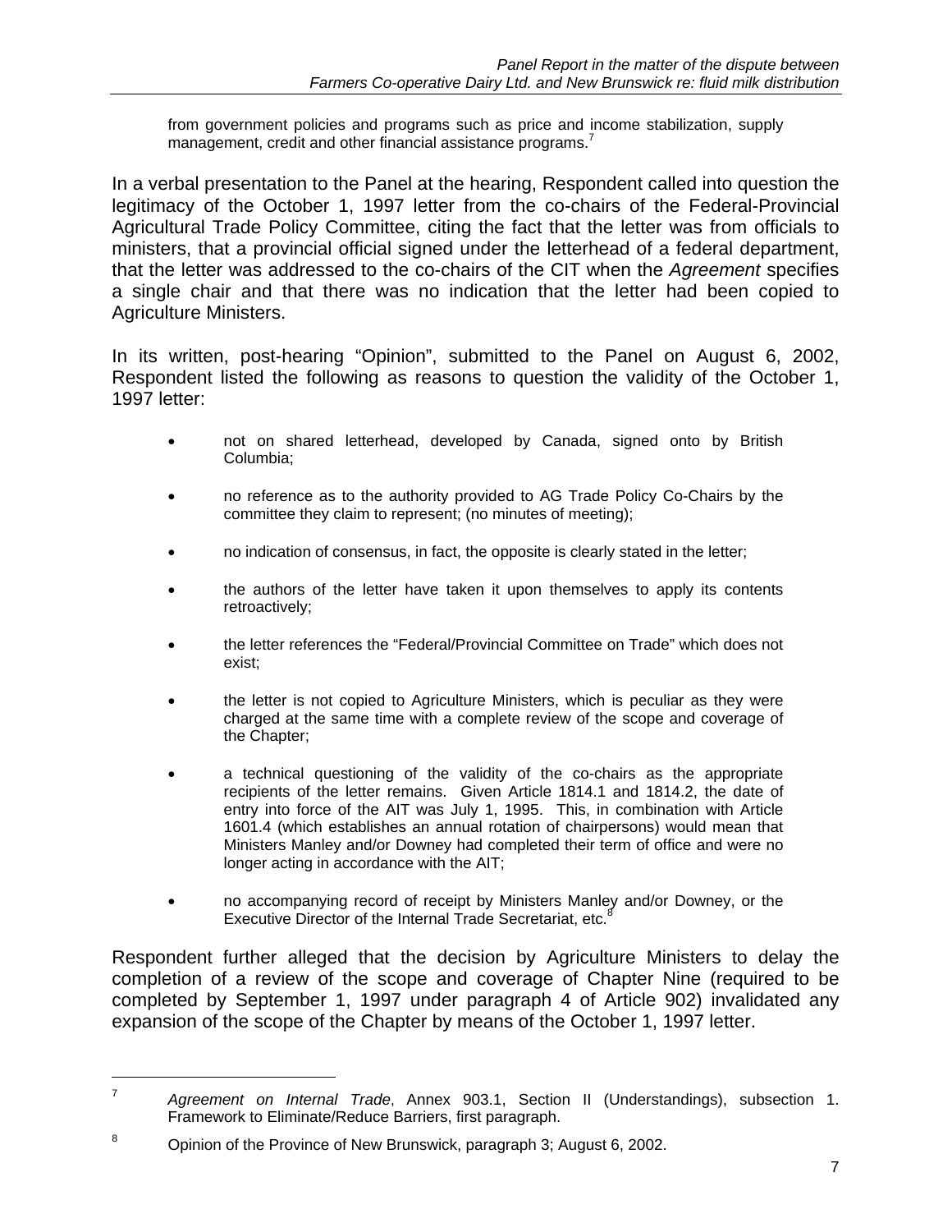from government policies and programs such as price and income stabilization, supply management, credit and other financial assistance programs.[7]

In a verbal presentation to the Panel at the hearing, Respondent called into question the legitimacy of the October 1, 1997 letter from the co-chairs of the Federal-Provincial Agricultural Trade Policy Committee, citing the fact that the letter was from officials to ministers, that a provincial official signed under the letterhead of a federal department, that the letter was addressed to the co-chairs of the CIT when the *Agreement* specifies a single chair and that there was no indication that the letter had been copied to Agriculture Ministers.

In its written, post-hearing "Opinion", submitted to the Panel on August 6, 2002, Respondent listed the following as reasons to question the validity of the October 1, 1997 letter:

- not on shared letterhead, developed by Canada, signed onto by British Columbia;
- no reference as to the authority provided to AG Trade Policy Co-Chairs by the committee they claim to represent; (no minutes of meeting);
- no indication of consensus, in fact, the opposite is clearly stated in the letter;
- the authors of the letter have taken it upon themselves to apply its contents retroactively;
- the letter references the "Federal/Provincial Committee on Trade" which does not exist;
- the letter is not copied to Agriculture Ministers, which is peculiar as they were charged at the same time with a complete review of the scope and coverage of the Chapter;
- a technical questioning of the validity of the co-chairs as the appropriate recipients of the letter remains. Given Article 1814.1 and 1814.2, the date of entry into force of the AIT was July 1, 1995. This, in combination with Article 1601.4 (which establishes an annual rotation of chairpersons) would mean that Ministers Manley and/or Downey had completed their term of office and were no longer acting in accordance with the AIT;
- no accompanying record of receipt by Ministers Manley and/or Downey, or the Executive Director of the Internal Trade Secretariat, etc.[8]

Respondent further alleged that the decision by Agriculture Ministers to delay the completion of a review of the scope and coverage of Chapter Nine (required to be completed by September 1, 1997 under paragraph 4 of Article 902) invalidated any expansion of the scope of the Chapter by means of the October 1, 1997 letter.

---

[7] *Agreement on Internal Trade*, Annex 903.1, Section II (Understandings), subsection 1. Framework to Eliminate/Reduce Barriers, first paragraph.

[8] Opinion of the Province of New Brunswick, paragraph 3; August 6, 2002.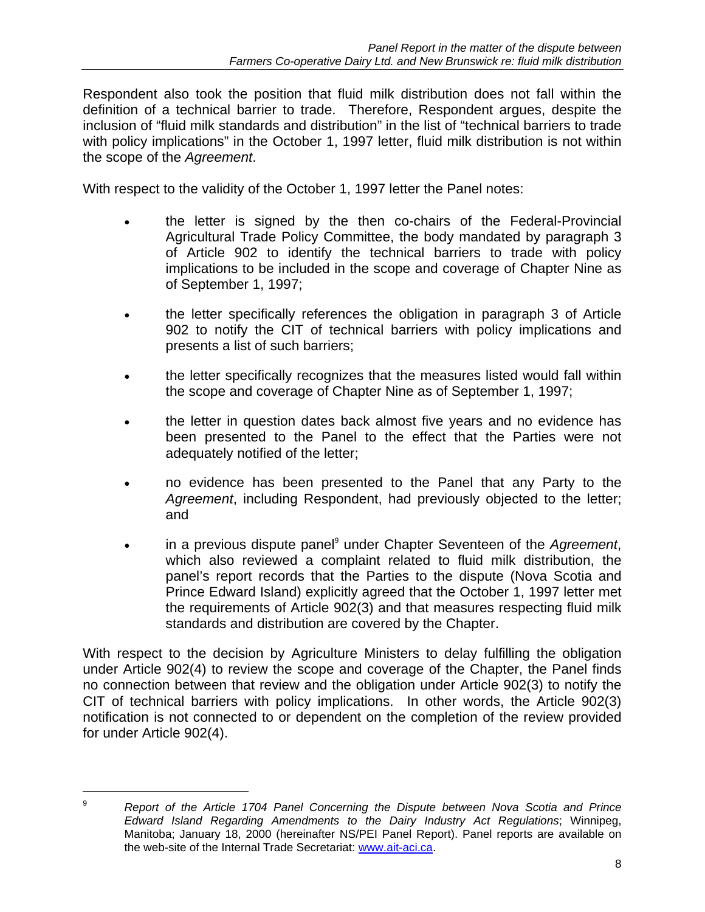Respondent also took the position that fluid milk distribution does not fall within the definition of a technical barrier to trade. Therefore, Respondent argues, despite the inclusion of "fluid milk standards and distribution" in the list of "technical barriers to trade with policy implications" in the October 1, 1997 letter, fluid milk distribution is not within the scope of the *Agreement*.

With respect to the validity of the October 1, 1997 letter the Panel notes:

- the letter is signed by the then co-chairs of the Federal-Provincial Agricultural Trade Policy Committee, the body mandated by paragraph 3 of Article 902 to identify the technical barriers to trade with policy implications to be included in the scope and coverage of Chapter Nine as of September 1, 1997;
- the letter specifically references the obligation in paragraph 3 of Article 902 to notify the CIT of technical barriers with policy implications and presents a list of such barriers;
- the letter specifically recognizes that the measures listed would fall within the scope and coverage of Chapter Nine as of September 1, 1997;
- the letter in question dates back almost five years and no evidence has been presented to the Panel to the effect that the Parties were not adequately notified of the letter;
- no evidence has been presented to the Panel that any Party to the *Agreement*, including Respondent, had previously objected to the letter; and
- in a previous dispute panel[9] under Chapter Seventeen of the *Agreement*, which also reviewed a complaint related to fluid milk distribution, the panel's report records that the Parties to the dispute (Nova Scotia and Prince Edward Island) explicitly agreed that the October 1, 1997 letter met the requirements of Article 902(3) and that measures respecting fluid milk standards and distribution are covered by the Chapter.

With respect to the decision by Agriculture Ministers to delay fulfilling the obligation under Article 902(4) to review the scope and coverage of the Chapter, the Panel finds no connection between that review and the obligation under Article 902(3) to notify the CIT of technical barriers with policy implications. In other words, the Article 902(3) notification is not connected to or dependent on the completion of the review provided for under Article 902(4).

---

[9] *Report of the Article 1704 Panel Concerning the Dispute between Nova Scotia and Prince Edward Island Regarding Amendments to the Dairy Industry Act Regulations*; Winnipeg, Manitoba; January 18, 2000 (hereinafter NS/PEI Panel Report). Panel reports are available on the web-site of the Internal Trade Secretariat: www.ait-aci.ca.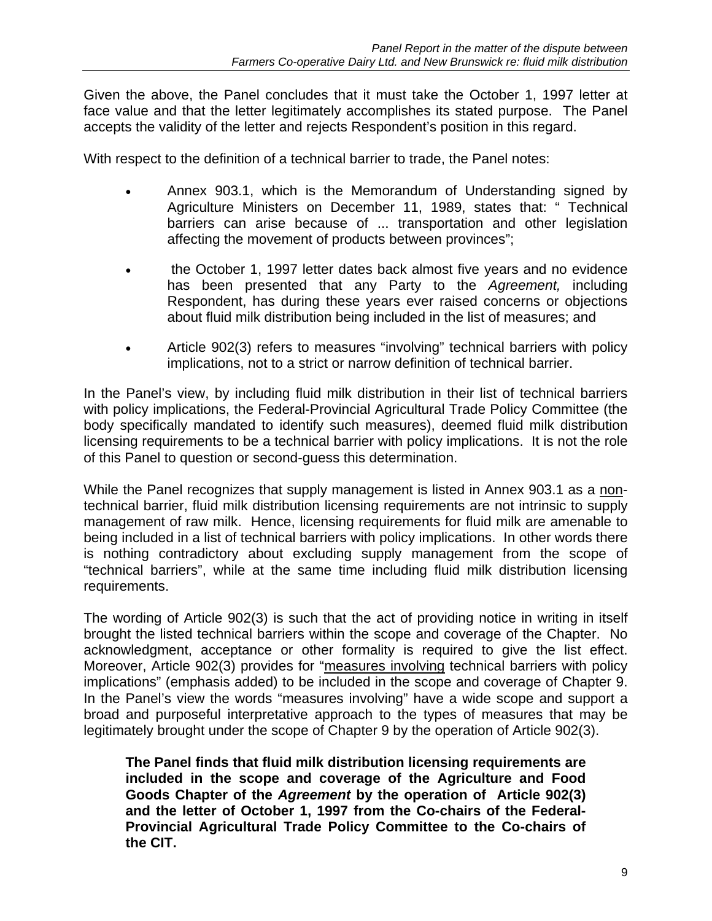Given the above, the Panel concludes that it must take the October 1, 1997 letter at face value and that the letter legitimately accomplishes its stated purpose. The Panel accepts the validity of the letter and rejects Respondent's position in this regard.

With respect to the definition of a technical barrier to trade, the Panel notes:

- Annex 903.1, which is the Memorandum of Understanding signed by Agriculture Ministers on December 11, 1989, states that: " Technical barriers can arise because of ... transportation and other legislation affecting the movement of products between provinces";
- the October 1, 1997 letter dates back almost five years and no evidence has been presented that any Party to the *Agreement,* including Respondent, has during these years ever raised concerns or objections about fluid milk distribution being included in the list of measures; and
- Article 902(3) refers to measures "involving" technical barriers with policy implications, not to a strict or narrow definition of technical barrier.

In the Panel's view, by including fluid milk distribution in their list of technical barriers with policy implications, the Federal-Provincial Agricultural Trade Policy Committee (the body specifically mandated to identify such measures), deemed fluid milk distribution licensing requirements to be a technical barrier with policy implications. It is not the role of this Panel to question or second-guess this determination.

While the Panel recognizes that supply management is listed in Annex 903.1 as a <u>non</u>-technical barrier, fluid milk distribution licensing requirements are not intrinsic to supply management of raw milk. Hence, licensing requirements for fluid milk are amenable to being included in a list of technical barriers with policy implications. In other words there is nothing contradictory about excluding supply management from the scope of "technical barriers", while at the same time including fluid milk distribution licensing requirements.

The wording of Article 902(3) is such that the act of providing notice in writing in itself brought the listed technical barriers within the scope and coverage of the Chapter. No acknowledgment, acceptance or other formality is required to give the list effect. Moreover, Article 902(3) provides for "<u>measures involving</u> technical barriers with policy implications" (emphasis added) to be included in the scope and coverage of Chapter 9. In the Panel's view the words "measures involving" have a wide scope and support a broad and purposeful interpretative approach to the types of measures that may be legitimately brought under the scope of Chapter 9 by the operation of Article 902(3).

> **The Panel finds that fluid milk distribution licensing requirements are included in the scope and coverage of the Agriculture and Food Goods Chapter of the *Agreement* by the operation of Article 902(3) and the letter of October 1, 1997 from the Co-chairs of the Federal-Provincial Agricultural Trade Policy Committee to the Co-chairs of the CIT.**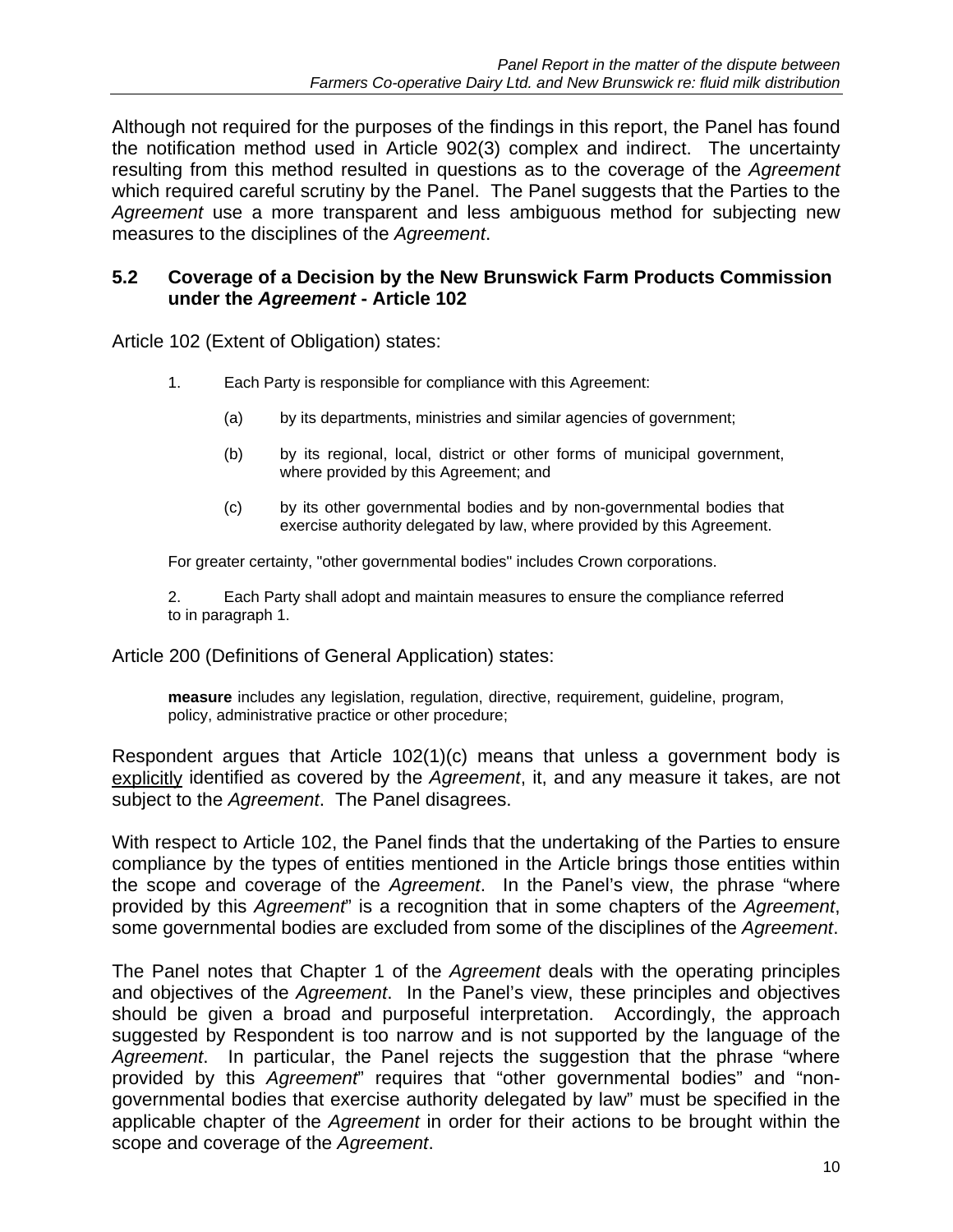Although not required for the purposes of the findings in this report, the Panel has found the notification method used in Article 902(3) complex and indirect. The uncertainty resulting from this method resulted in questions as to the coverage of the *Agreement* which required careful scrutiny by the Panel. The Panel suggests that the Parties to the *Agreement* use a more transparent and less ambiguous method for subjecting new measures to the disciplines of the *Agreement*.

### 5.2 Coverage of a Decision by the New Brunswick Farm Products Commission under the *Agreement* - Article 102

Article 102 (Extent of Obligation) states:

> 1. Each Party is responsible for compliance with this Agreement:
>
> (a) by its departments, ministries and similar agencies of government;
>
> (b) by its regional, local, district or other forms of municipal government, where provided by this Agreement; and
>
> (c) by its other governmental bodies and by non-governmental bodies that exercise authority delegated by law, where provided by this Agreement.
>
> For greater certainty, "other governmental bodies" includes Crown corporations.
>
> 2. Each Party shall adopt and maintain measures to ensure the compliance referred to in paragraph 1.

Article 200 (Definitions of General Application) states:

> **measure** includes any legislation, regulation, directive, requirement, guideline, program, policy, administrative practice or other procedure;

Respondent argues that Article 102(1)(c) means that unless a government body is explicitly identified as covered by the *Agreement*, it, and any measure it takes, are not subject to the *Agreement*. The Panel disagrees.

With respect to Article 102, the Panel finds that the undertaking of the Parties to ensure compliance by the types of entities mentioned in the Article brings those entities within the scope and coverage of the *Agreement*. In the Panel's view, the phrase "where provided by this *Agreement*" is a recognition that in some chapters of the *Agreement*, some governmental bodies are excluded from some of the disciplines of the *Agreement*.

The Panel notes that Chapter 1 of the *Agreement* deals with the operating principles and objectives of the *Agreement*. In the Panel's view, these principles and objectives should be given a broad and purposeful interpretation. Accordingly, the approach suggested by Respondent is too narrow and is not supported by the language of the *Agreement*. In particular, the Panel rejects the suggestion that the phrase "where provided by this *Agreement*" requires that "other governmental bodies" and "non-governmental bodies that exercise authority delegated by law" must be specified in the applicable chapter of the *Agreement* in order for their actions to be brought within the scope and coverage of the *Agreement*.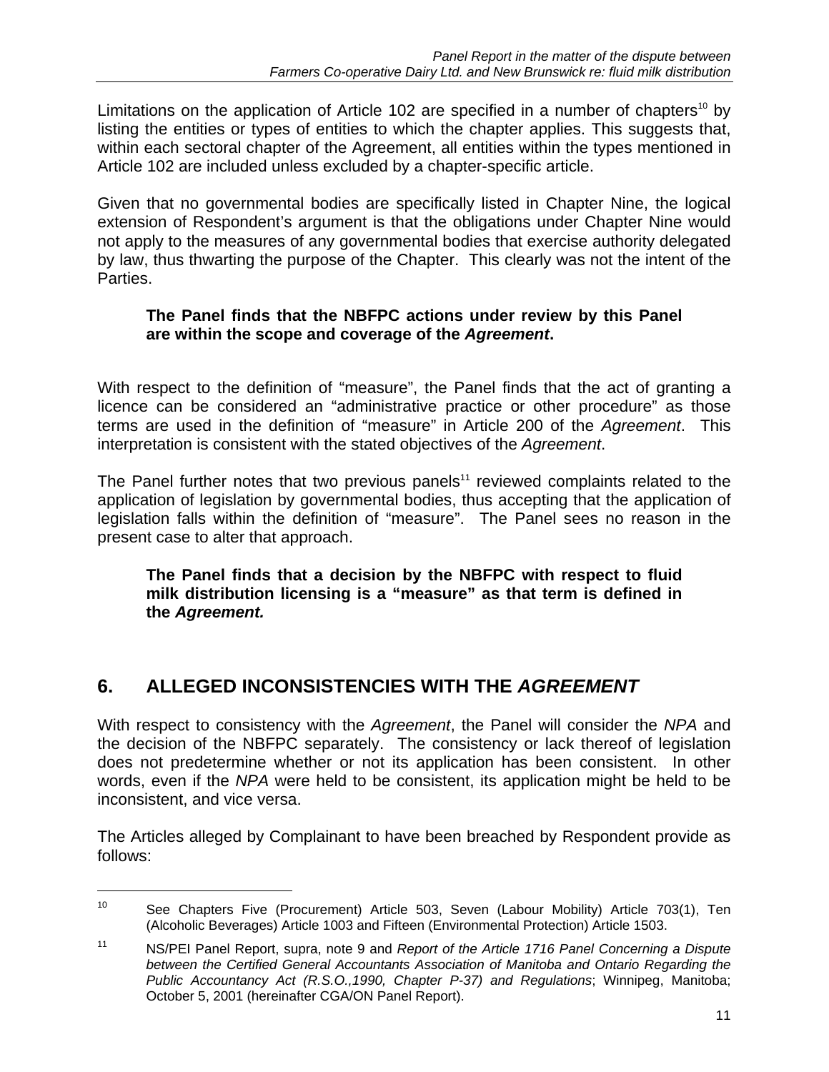Limitations on the application of Article 102 are specified in a number of chapters[10] by listing the entities or types of entities to which the chapter applies. This suggests that, within each sectoral chapter of the Agreement, all entities within the types mentioned in Article 102 are included unless excluded by a chapter-specific article.

Given that no governmental bodies are specifically listed in Chapter Nine, the logical extension of Respondent's argument is that the obligations under Chapter Nine would not apply to the measures of any governmental bodies that exercise authority delegated by law, thus thwarting the purpose of the Chapter. This clearly was not the intent of the Parties.

> **The Panel finds that the NBFPC actions under review by this Panel are within the scope and coverage of the *Agreement*.**

With respect to the definition of "measure", the Panel finds that the act of granting a licence can be considered an "administrative practice or other procedure" as those terms are used in the definition of "measure" in Article 200 of the *Agreement*. This interpretation is consistent with the stated objectives of the *Agreement*.

The Panel further notes that two previous panels[11] reviewed complaints related to the application of legislation by governmental bodies, thus accepting that the application of legislation falls within the definition of "measure". The Panel sees no reason in the present case to alter that approach.

> **The Panel finds that a decision by the NBFPC with respect to fluid milk distribution licensing is a "measure" as that term is defined in the *Agreement.***

## 6. ALLEGED INCONSISTENCIES WITH THE *AGREEMENT*

With respect to consistency with the *Agreement*, the Panel will consider the *NPA* and the decision of the NBFPC separately. The consistency or lack thereof of legislation does not predetermine whether or not its application has been consistent. In other words, even if the *NPA* were held to be consistent, its application might be held to be inconsistent, and vice versa.

The Articles alleged by Complainant to have been breached by Respondent provide as follows:

---

[10] See Chapters Five (Procurement) Article 503, Seven (Labour Mobility) Article 703(1), Ten (Alcoholic Beverages) Article 1003 and Fifteen (Environmental Protection) Article 1503.

[11] NS/PEI Panel Report, supra, note 9 and *Report of the Article 1716 Panel Concerning a Dispute between the Certified General Accountants Association of Manitoba and Ontario Regarding the Public Accountancy Act (R.S.O.,1990, Chapter P-37) and Regulations*; Winnipeg, Manitoba; October 5, 2001 (hereinafter CGA/ON Panel Report).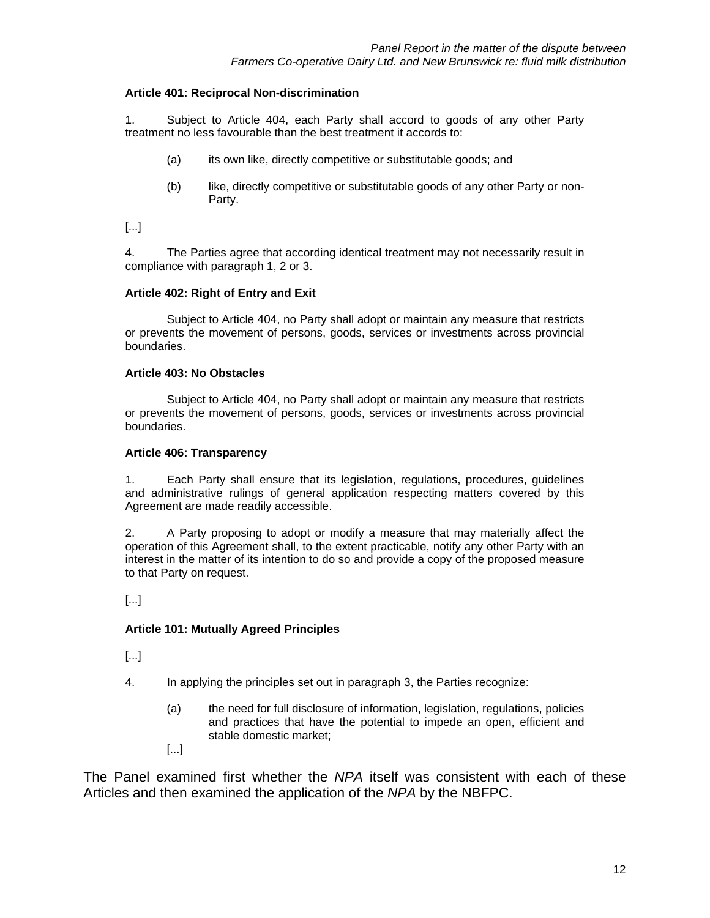**Article 401: Reciprocal Non-discrimination**

1. Subject to Article 404, each Party shall accord to goods of any other Party treatment no less favourable than the best treatment it accords to:

   (a) its own like, directly competitive or substitutable goods; and

   (b) like, directly competitive or substitutable goods of any other Party or non-Party.

[...]

4. The Parties agree that according identical treatment may not necessarily result in compliance with paragraph 1, 2 or 3.

**Article 402: Right of Entry and Exit**

Subject to Article 404, no Party shall adopt or maintain any measure that restricts or prevents the movement of persons, goods, services or investments across provincial boundaries.

**Article 403: No Obstacles**

Subject to Article 404, no Party shall adopt or maintain any measure that restricts or prevents the movement of persons, goods, services or investments across provincial boundaries.

**Article 406: Transparency**

1. Each Party shall ensure that its legislation, regulations, procedures, guidelines and administrative rulings of general application respecting matters covered by this Agreement are made readily accessible.

2. A Party proposing to adopt or modify a measure that may materially affect the operation of this Agreement shall, to the extent practicable, notify any other Party with an interest in the matter of its intention to do so and provide a copy of the proposed measure to that Party on request.

[...]

**Article 101: Mutually Agreed Principles**

[...]

4. In applying the principles set out in paragraph 3, the Parties recognize:

   (a) the need for full disclosure of information, legislation, regulations, policies and practices that have the potential to impede an open, efficient and stable domestic market;

   [...]

The Panel examined first whether the *NPA* itself was consistent with each of these Articles and then examined the application of the *NPA* by the NBFPC.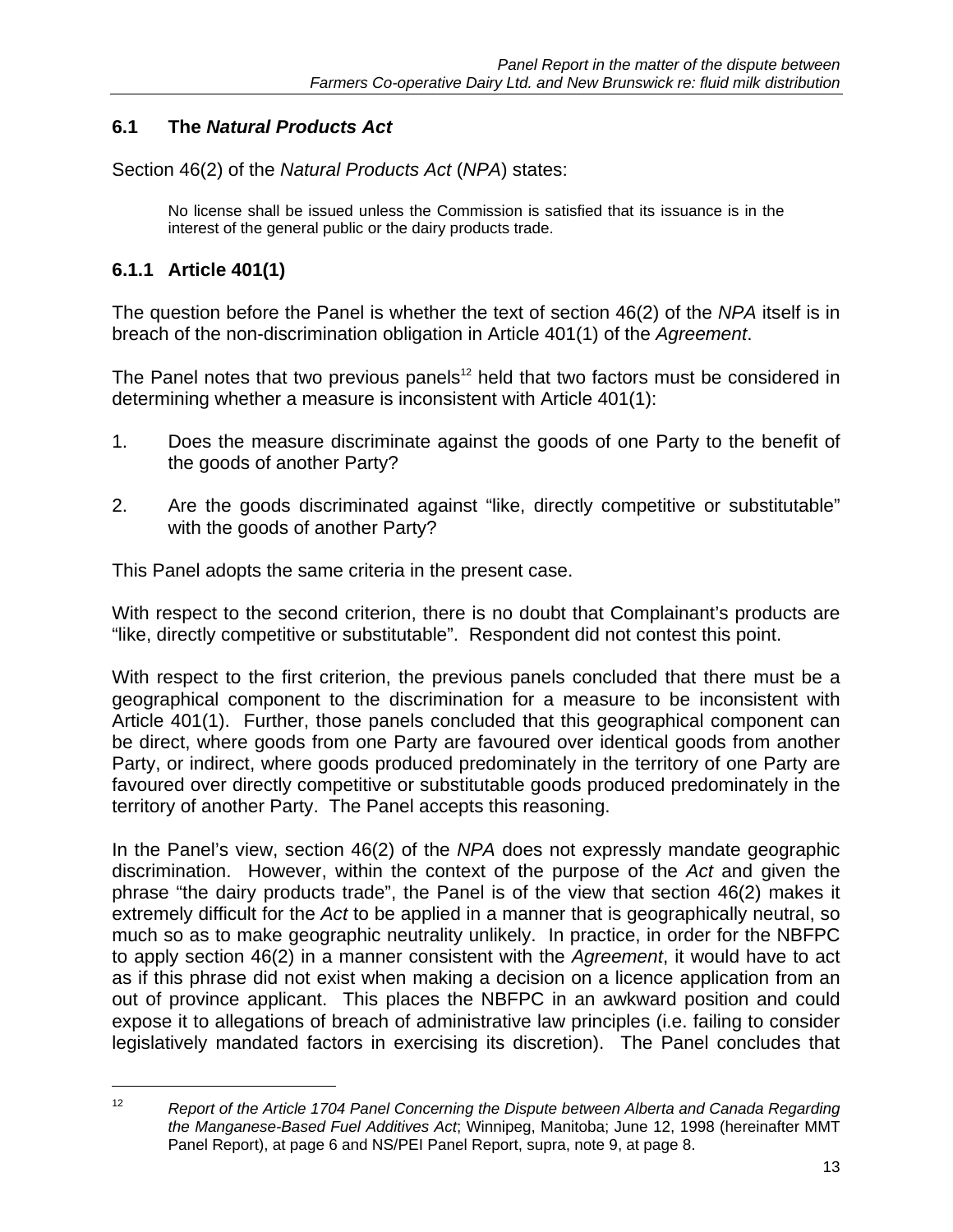## 6.1 The *Natural Products Act*

Section 46(2) of the *Natural Products Act* (*NPA*) states:

> No license shall be issued unless the Commission is satisfied that its issuance is in the interest of the general public or the dairy products trade.

### 6.1.1 Article 401(1)

The question before the Panel is whether the text of section 46(2) of the *NPA* itself is in breach of the non-discrimination obligation in Article 401(1) of the *Agreement*.

The Panel notes that two previous panels[12] held that two factors must be considered in determining whether a measure is inconsistent with Article 401(1):

1. Does the measure discriminate against the goods of one Party to the benefit of the goods of another Party?

2. Are the goods discriminated against "like, directly competitive or substitutable" with the goods of another Party?

This Panel adopts the same criteria in the present case.

With respect to the second criterion, there is no doubt that Complainant's products are "like, directly competitive or substitutable". Respondent did not contest this point.

With respect to the first criterion, the previous panels concluded that there must be a geographical component to the discrimination for a measure to be inconsistent with Article 401(1). Further, those panels concluded that this geographical component can be direct, where goods from one Party are favoured over identical goods from another Party, or indirect, where goods produced predominately in the territory of one Party are favoured over directly competitive or substitutable goods produced predominately in the territory of another Party. The Panel accepts this reasoning.

In the Panel's view, section 46(2) of the *NPA* does not expressly mandate geographic discrimination. However, within the context of the purpose of the *Act* and given the phrase "the dairy products trade", the Panel is of the view that section 46(2) makes it extremely difficult for the *Act* to be applied in a manner that is geographically neutral, so much so as to make geographic neutrality unlikely. In practice, in order for the NBFPC to apply section 46(2) in a manner consistent with the *Agreement*, it would have to act as if this phrase did not exist when making a decision on a licence application from an out of province applicant. This places the NBFPC in an awkward position and could expose it to allegations of breach of administrative law principles (i.e. failing to consider legislatively mandated factors in exercising its discretion). The Panel concludes that

---

[12] *Report of the Article 1704 Panel Concerning the Dispute between Alberta and Canada Regarding the Manganese-Based Fuel Additives Act*; Winnipeg, Manitoba; June 12, 1998 (hereinafter MMT Panel Report), at page 6 and NS/PEI Panel Report, supra, note 9, at page 8.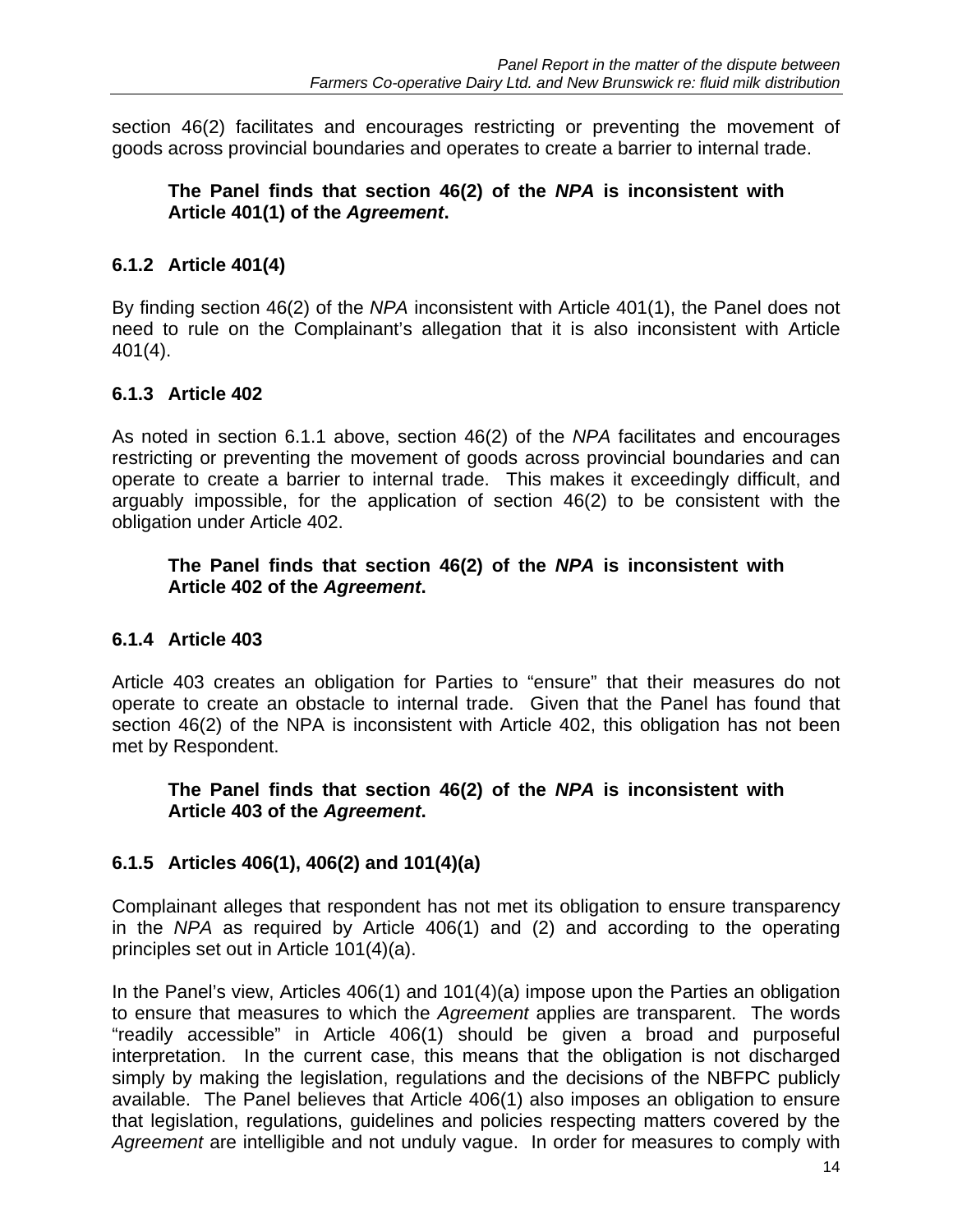section 46(2) facilitates and encourages restricting or preventing the movement of goods across provincial boundaries and operates to create a barrier to internal trade.

> **The Panel finds that section 46(2) of the *NPA* is inconsistent with Article 401(1) of the *Agreement*.**

### 6.1.2 Article 401(4)

By finding section 46(2) of the *NPA* inconsistent with Article 401(1), the Panel does not need to rule on the Complainant's allegation that it is also inconsistent with Article 401(4).

### 6.1.3 Article 402

As noted in section 6.1.1 above, section 46(2) of the *NPA* facilitates and encourages restricting or preventing the movement of goods across provincial boundaries and can operate to create a barrier to internal trade. This makes it exceedingly difficult, and arguably impossible, for the application of section 46(2) to be consistent with the obligation under Article 402.

> **The Panel finds that section 46(2) of the *NPA* is inconsistent with Article 402 of the *Agreement*.**

### 6.1.4 Article 403

Article 403 creates an obligation for Parties to "ensure" that their measures do not operate to create an obstacle to internal trade. Given that the Panel has found that section 46(2) of the NPA is inconsistent with Article 402, this obligation has not been met by Respondent.

> **The Panel finds that section 46(2) of the *NPA* is inconsistent with Article 403 of the *Agreement*.**

### 6.1.5 Articles 406(1), 406(2) and 101(4)(a)

Complainant alleges that respondent has not met its obligation to ensure transparency in the *NPA* as required by Article 406(1) and (2) and according to the operating principles set out in Article 101(4)(a).

In the Panel's view, Articles 406(1) and 101(4)(a) impose upon the Parties an obligation to ensure that measures to which the *Agreement* applies are transparent. The words "readily accessible" in Article 406(1) should be given a broad and purposeful interpretation. In the current case, this means that the obligation is not discharged simply by making the legislation, regulations and the decisions of the NBFPC publicly available. The Panel believes that Article 406(1) also imposes an obligation to ensure that legislation, regulations, guidelines and policies respecting matters covered by the *Agreement* are intelligible and not unduly vague. In order for measures to comply with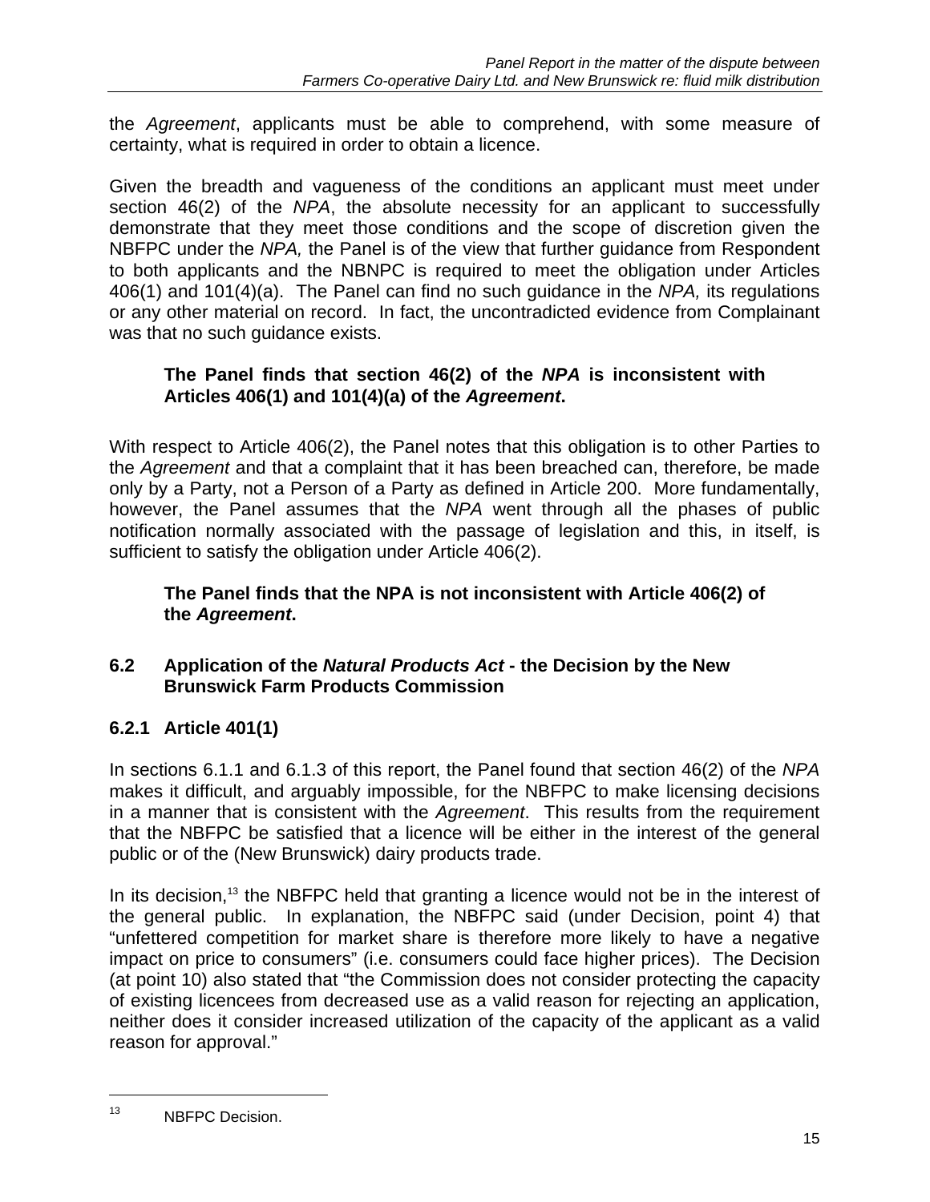the *Agreement*, applicants must be able to comprehend, with some measure of certainty, what is required in order to obtain a licence.

Given the breadth and vagueness of the conditions an applicant must meet under section 46(2) of the *NPA*, the absolute necessity for an applicant to successfully demonstrate that they meet those conditions and the scope of discretion given the NBFPC under the *NPA,* the Panel is of the view that further guidance from Respondent to both applicants and the NBNPC is required to meet the obligation under Articles 406(1) and 101(4)(a). The Panel can find no such guidance in the *NPA,* its regulations or any other material on record. In fact, the uncontradicted evidence from Complainant was that no such guidance exists.

> **The Panel finds that section 46(2) of the *NPA* is inconsistent with Articles 406(1) and 101(4)(a) of the *Agreement*.**

With respect to Article 406(2), the Panel notes that this obligation is to other Parties to the *Agreement* and that a complaint that it has been breached can, therefore, be made only by a Party, not a Person of a Party as defined in Article 200. More fundamentally, however, the Panel assumes that the *NPA* went through all the phases of public notification normally associated with the passage of legislation and this, in itself, is sufficient to satisfy the obligation under Article 406(2).

> **The Panel finds that the NPA is not inconsistent with Article 406(2) of the *Agreement*.**

### 6.2 Application of the *Natural Products Act* - the Decision by the New Brunswick Farm Products Commission

#### 6.2.1 Article 401(1)

In sections 6.1.1 and 6.1.3 of this report, the Panel found that section 46(2) of the *NPA* makes it difficult, and arguably impossible, for the NBFPC to make licensing decisions in a manner that is consistent with the *Agreement*. This results from the requirement that the NBFPC be satisfied that a licence will be either in the interest of the general public or of the (New Brunswick) dairy products trade.

In its decision,[13] the NBFPC held that granting a licence would not be in the interest of the general public. In explanation, the NBFPC said (under Decision, point 4) that "unfettered competition for market share is therefore more likely to have a negative impact on price to consumers" (i.e. consumers could face higher prices). The Decision (at point 10) also stated that "the Commission does not consider protecting the capacity of existing licencees from decreased use as a valid reason for rejecting an application, neither does it consider increased utilization of the capacity of the applicant as a valid reason for approval."

---

[13] NBFPC Decision.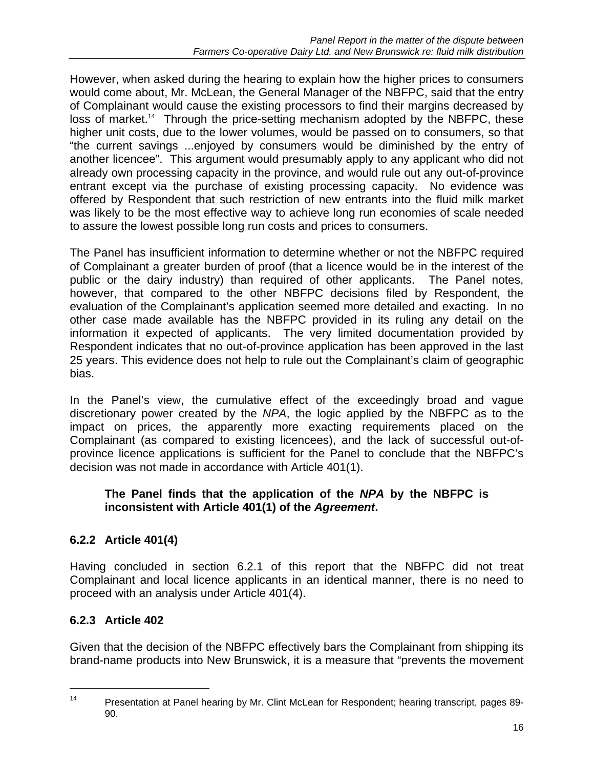However, when asked during the hearing to explain how the higher prices to consumers would come about, Mr. McLean, the General Manager of the NBFPC, said that the entry of Complainant would cause the existing processors to find their margins decreased by loss of market.[14] Through the price-setting mechanism adopted by the NBFPC, these higher unit costs, due to the lower volumes, would be passed on to consumers, so that "the current savings ...enjoyed by consumers would be diminished by the entry of another licencee". This argument would presumably apply to any applicant who did not already own processing capacity in the province, and would rule out any out-of-province entrant except via the purchase of existing processing capacity. No evidence was offered by Respondent that such restriction of new entrants into the fluid milk market was likely to be the most effective way to achieve long run economies of scale needed to assure the lowest possible long run costs and prices to consumers.

The Panel has insufficient information to determine whether or not the NBFPC required of Complainant a greater burden of proof (that a licence would be in the interest of the public or the dairy industry) than required of other applicants. The Panel notes, however, that compared to the other NBFPC decisions filed by Respondent, the evaluation of the Complainant's application seemed more detailed and exacting. In no other case made available has the NBFPC provided in its ruling any detail on the information it expected of applicants. The very limited documentation provided by Respondent indicates that no out-of-province application has been approved in the last 25 years. This evidence does not help to rule out the Complainant's claim of geographic bias.

In the Panel's view, the cumulative effect of the exceedingly broad and vague discretionary power created by the *NPA*, the logic applied by the NBFPC as to the impact on prices, the apparently more exacting requirements placed on the Complainant (as compared to existing licencees), and the lack of successful out-of-province licence applications is sufficient for the Panel to conclude that the NBFPC's decision was not made in accordance with Article 401(1).

> **The Panel finds that the application of the *NPA* by the NBFPC is inconsistent with Article 401(1) of the *Agreement*.**

### 6.2.2 Article 401(4)

Having concluded in section 6.2.1 of this report that the NBFPC did not treat Complainant and local licence applicants in an identical manner, there is no need to proceed with an analysis under Article 401(4).

### 6.2.3 Article 402

Given that the decision of the NBFPC effectively bars the Complainant from shipping its brand-name products into New Brunswick, it is a measure that "prevents the movement

---

[14] Presentation at Panel hearing by Mr. Clint McLean for Respondent; hearing transcript, pages 89-90.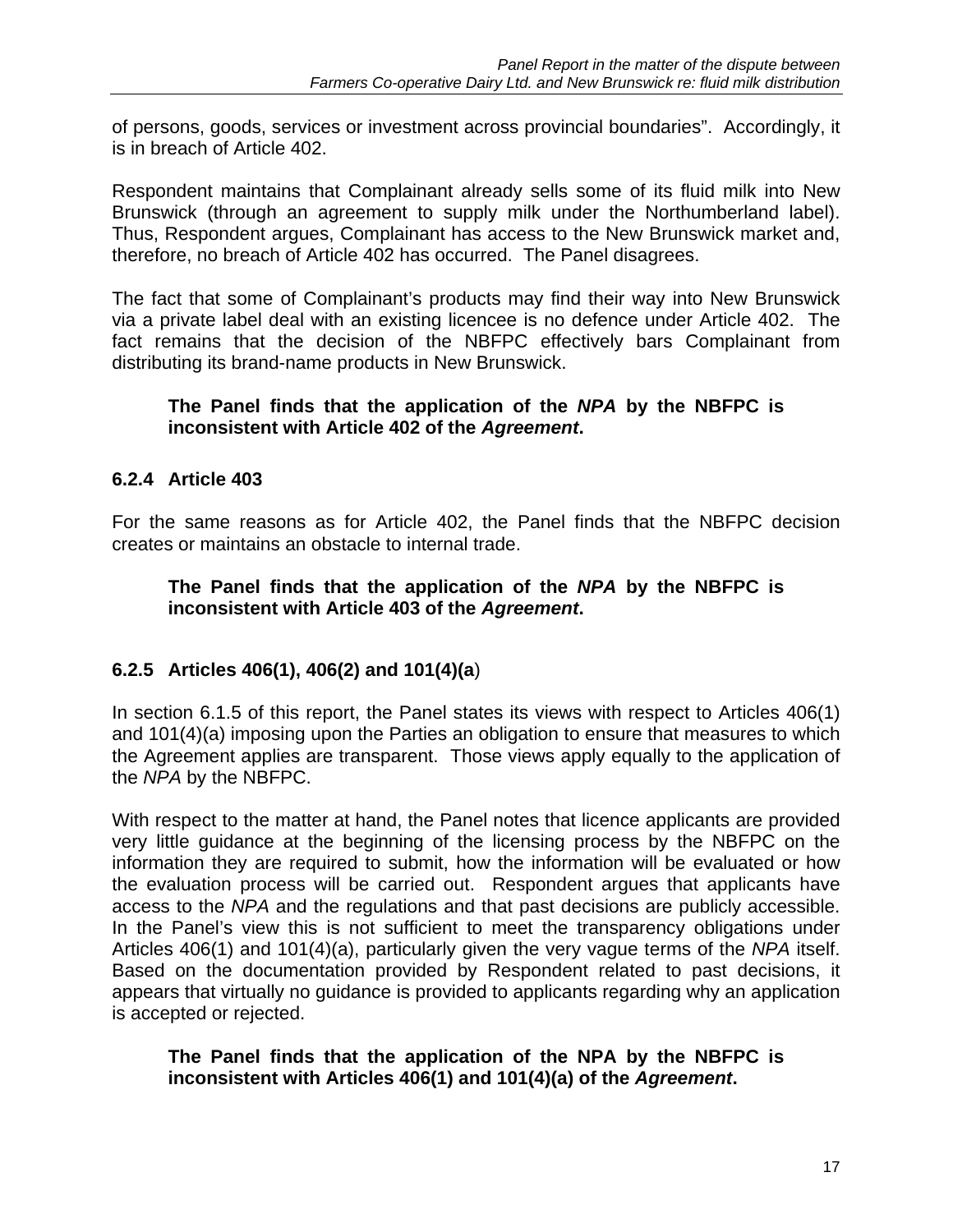of persons, goods, services or investment across provincial boundaries". Accordingly, it is in breach of Article 402.

Respondent maintains that Complainant already sells some of its fluid milk into New Brunswick (through an agreement to supply milk under the Northumberland label). Thus, Respondent argues, Complainant has access to the New Brunswick market and, therefore, no breach of Article 402 has occurred. The Panel disagrees.

The fact that some of Complainant's products may find their way into New Brunswick via a private label deal with an existing licencee is no defence under Article 402. The fact remains that the decision of the NBFPC effectively bars Complainant from distributing its brand-name products in New Brunswick.

> **The Panel finds that the application of the *NPA* by the NBFPC is inconsistent with Article 402 of the *Agreement*.**

### 6.2.4 Article 403

For the same reasons as for Article 402, the Panel finds that the NBFPC decision creates or maintains an obstacle to internal trade.

> **The Panel finds that the application of the *NPA* by the NBFPC is inconsistent with Article 403 of the *Agreement*.**

### 6.2.5 Articles 406(1), 406(2) and 101(4)(a)

In section 6.1.5 of this report, the Panel states its views with respect to Articles 406(1) and 101(4)(a) imposing upon the Parties an obligation to ensure that measures to which the Agreement applies are transparent. Those views apply equally to the application of the *NPA* by the NBFPC.

With respect to the matter at hand, the Panel notes that licence applicants are provided very little guidance at the beginning of the licensing process by the NBFPC on the information they are required to submit, how the information will be evaluated or how the evaluation process will be carried out. Respondent argues that applicants have access to the *NPA* and the regulations and that past decisions are publicly accessible. In the Panel's view this is not sufficient to meet the transparency obligations under Articles 406(1) and 101(4)(a), particularly given the very vague terms of the *NPA* itself. Based on the documentation provided by Respondent related to past decisions, it appears that virtually no guidance is provided to applicants regarding why an application is accepted or rejected.

> **The Panel finds that the application of the NPA by the NBFPC is inconsistent with Articles 406(1) and 101(4)(a) of the *Agreement*.**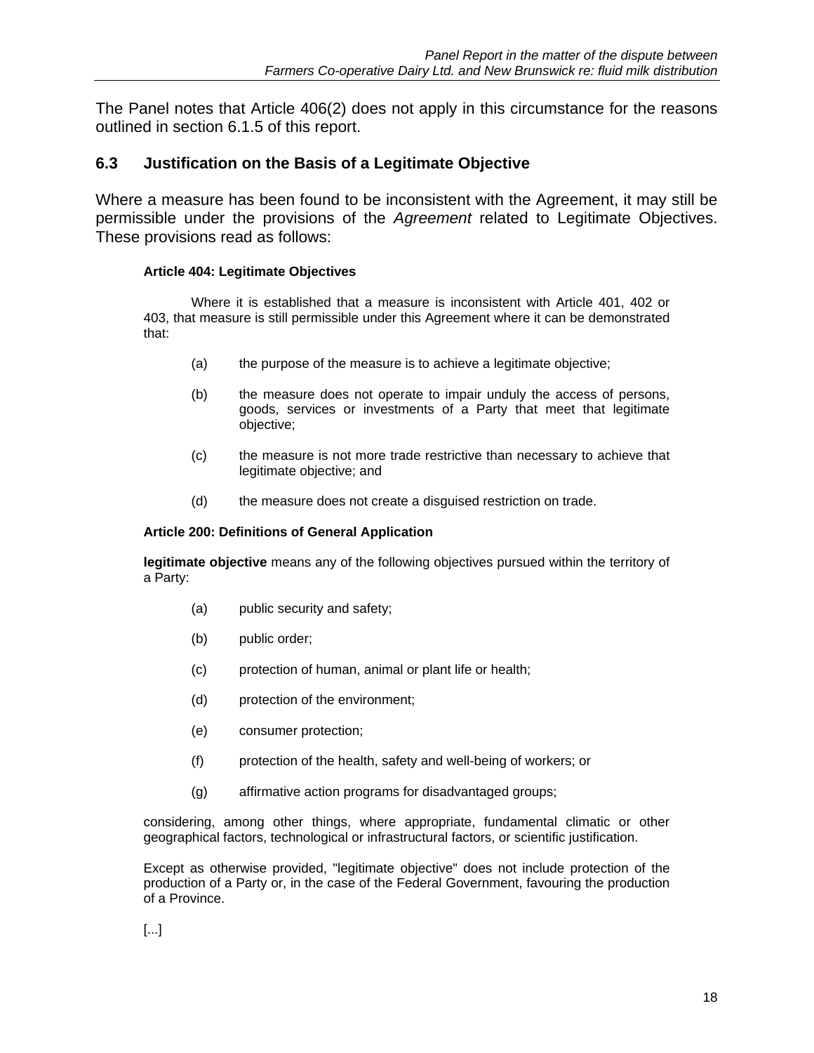The Panel notes that Article 406(2) does not apply in this circumstance for the reasons outlined in section 6.1.5 of this report.

## 6.3 Justification on the Basis of a Legitimate Objective

Where a measure has been found to be inconsistent with the Agreement, it may still be permissible under the provisions of the *Agreement* related to Legitimate Objectives. These provisions read as follows:

> **Article 404: Legitimate Objectives**
>
> Where it is established that a measure is inconsistent with Article 401, 402 or 403, that measure is still permissible under this Agreement where it can be demonstrated that:
>
> (a) the purpose of the measure is to achieve a legitimate objective;
>
> (b) the measure does not operate to impair unduly the access of persons, goods, services or investments of a Party that meet that legitimate objective;
>
> (c) the measure is not more trade restrictive than necessary to achieve that legitimate objective; and
>
> (d) the measure does not create a disguised restriction on trade.
>
> **Article 200: Definitions of General Application**
>
> **legitimate objective** means any of the following objectives pursued within the territory of a Party:
>
> (a) public security and safety;
>
> (b) public order;
>
> (c) protection of human, animal or plant life or health;
>
> (d) protection of the environment;
>
> (e) consumer protection;
>
> (f) protection of the health, safety and well-being of workers; or
>
> (g) affirmative action programs for disadvantaged groups;
>
> considering, among other things, where appropriate, fundamental climatic or other geographical factors, technological or infrastructural factors, or scientific justification.
>
> Except as otherwise provided, "legitimate objective" does not include protection of the production of a Party or, in the case of the Federal Government, favouring the production of a Province.
>
> [...]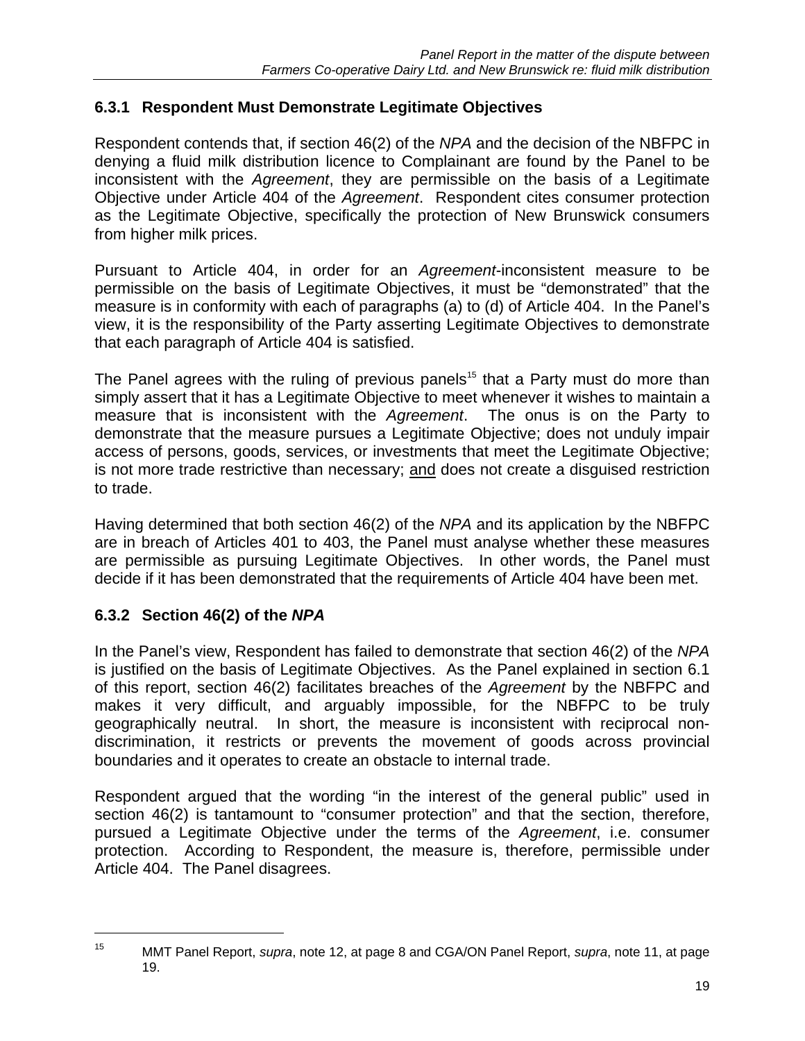### 6.3.1 Respondent Must Demonstrate Legitimate Objectives

Respondent contends that, if section 46(2) of the *NPA* and the decision of the NBFPC in denying a fluid milk distribution licence to Complainant are found by the Panel to be inconsistent with the *Agreement*, they are permissible on the basis of a Legitimate Objective under Article 404 of the *Agreement*. Respondent cites consumer protection as the Legitimate Objective, specifically the protection of New Brunswick consumers from higher milk prices.

Pursuant to Article 404, in order for an *Agreement*-inconsistent measure to be permissible on the basis of Legitimate Objectives, it must be "demonstrated" that the measure is in conformity with each of paragraphs (a) to (d) of Article 404. In the Panel's view, it is the responsibility of the Party asserting Legitimate Objectives to demonstrate that each paragraph of Article 404 is satisfied.

The Panel agrees with the ruling of previous panels[15] that a Party must do more than simply assert that it has a Legitimate Objective to meet whenever it wishes to maintain a measure that is inconsistent with the *Agreement*. The onus is on the Party to demonstrate that the measure pursues a Legitimate Objective; does not unduly impair access of persons, goods, services, or investments that meet the Legitimate Objective; is not more trade restrictive than necessary; <u>and</u> does not create a disguised restriction to trade.

Having determined that both section 46(2) of the *NPA* and its application by the NBFPC are in breach of Articles 401 to 403, the Panel must analyse whether these measures are permissible as pursuing Legitimate Objectives. In other words, the Panel must decide if it has been demonstrated that the requirements of Article 404 have been met.

### 6.3.2 Section 46(2) of the *NPA*

In the Panel's view, Respondent has failed to demonstrate that section 46(2) of the *NPA* is justified on the basis of Legitimate Objectives. As the Panel explained in section 6.1 of this report, section 46(2) facilitates breaches of the *Agreement* by the NBFPC and makes it very difficult, and arguably impossible, for the NBFPC to be truly geographically neutral. In short, the measure is inconsistent with reciprocal non-discrimination, it restricts or prevents the movement of goods across provincial boundaries and it operates to create an obstacle to internal trade.

Respondent argued that the wording "in the interest of the general public" used in section 46(2) is tantamount to "consumer protection" and that the section, therefore, pursued a Legitimate Objective under the terms of the *Agreement*, i.e. consumer protection. According to Respondent, the measure is, therefore, permissible under Article 404. The Panel disagrees.

---

[15] MMT Panel Report, *supra*, note 12, at page 8 and CGA/ON Panel Report, *supra*, note 11, at page 19.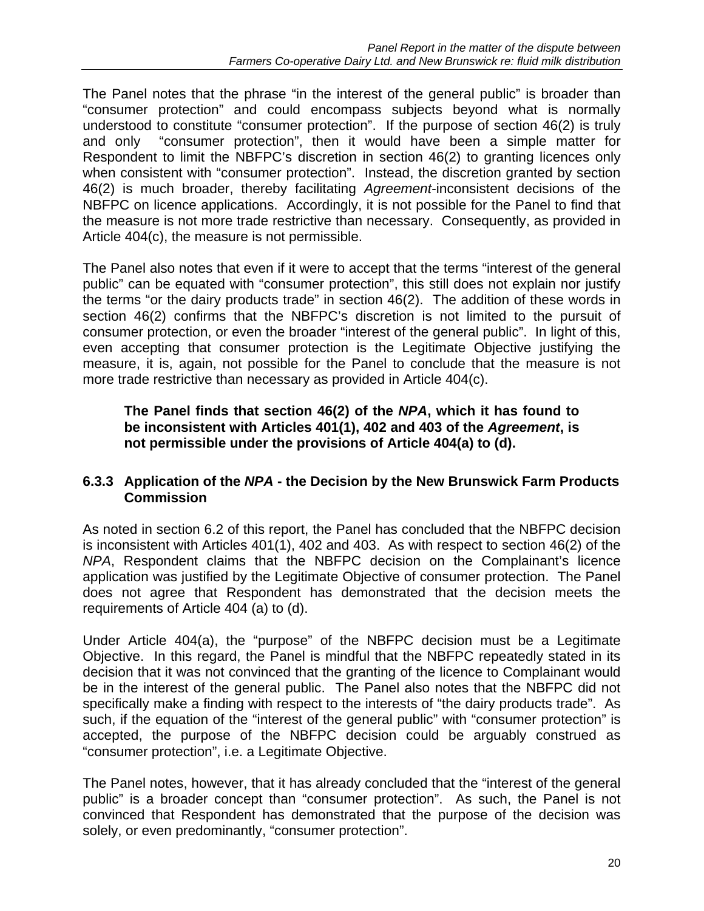The Panel notes that the phrase "in the interest of the general public" is broader than "consumer protection" and could encompass subjects beyond what is normally understood to constitute "consumer protection". If the purpose of section 46(2) is truly and only "consumer protection", then it would have been a simple matter for Respondent to limit the NBFPC's discretion in section 46(2) to granting licences only when consistent with "consumer protection". Instead, the discretion granted by section 46(2) is much broader, thereby facilitating *Agreement*-inconsistent decisions of the NBFPC on licence applications. Accordingly, it is not possible for the Panel to find that the measure is not more trade restrictive than necessary. Consequently, as provided in Article 404(c), the measure is not permissible.

The Panel also notes that even if it were to accept that the terms "interest of the general public" can be equated with "consumer protection", this still does not explain nor justify the terms "or the dairy products trade" in section 46(2). The addition of these words in section 46(2) confirms that the NBFPC's discretion is not limited to the pursuit of consumer protection, or even the broader "interest of the general public". In light of this, even accepting that consumer protection is the Legitimate Objective justifying the measure, it is, again, not possible for the Panel to conclude that the measure is not more trade restrictive than necessary as provided in Article 404(c).

> **The Panel finds that section 46(2) of the *NPA*, which it has found to be inconsistent with Articles 401(1), 402 and 403 of the *Agreement*, is not permissible under the provisions of Article 404(a) to (d).**

### 6.3.3 Application of the *NPA* - the Decision by the New Brunswick Farm Products Commission

As noted in section 6.2 of this report, the Panel has concluded that the NBFPC decision is inconsistent with Articles 401(1), 402 and 403. As with respect to section 46(2) of the *NPA*, Respondent claims that the NBFPC decision on the Complainant's licence application was justified by the Legitimate Objective of consumer protection. The Panel does not agree that Respondent has demonstrated that the decision meets the requirements of Article 404 (a) to (d).

Under Article 404(a), the "purpose" of the NBFPC decision must be a Legitimate Objective. In this regard, the Panel is mindful that the NBFPC repeatedly stated in its decision that it was not convinced that the granting of the licence to Complainant would be in the interest of the general public. The Panel also notes that the NBFPC did not specifically make a finding with respect to the interests of "the dairy products trade". As such, if the equation of the "interest of the general public" with "consumer protection" is accepted, the purpose of the NBFPC decision could be arguably construed as "consumer protection", i.e. a Legitimate Objective.

The Panel notes, however, that it has already concluded that the "interest of the general public" is a broader concept than "consumer protection". As such, the Panel is not convinced that Respondent has demonstrated that the purpose of the decision was solely, or even predominantly, "consumer protection".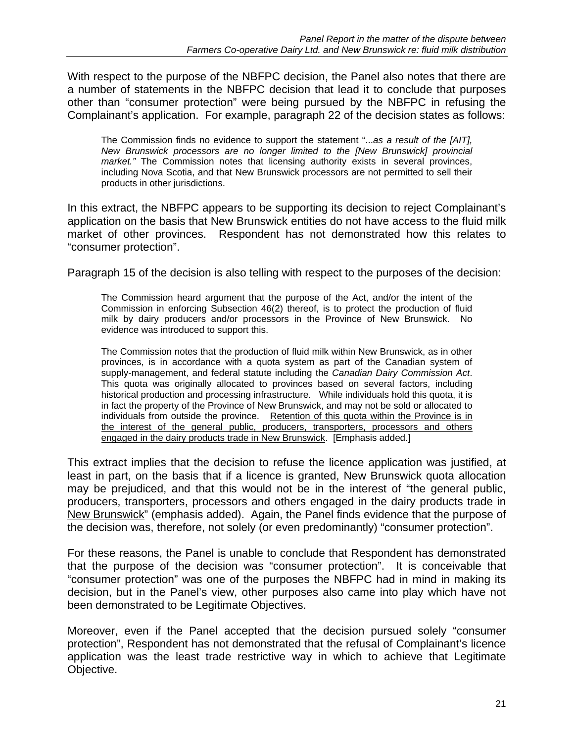With respect to the purpose of the NBFPC decision, the Panel also notes that there are a number of statements in the NBFPC decision that lead it to conclude that purposes other than "consumer protection" were being pursued by the NBFPC in refusing the Complainant's application. For example, paragraph 22 of the decision states as follows:

> The Commission finds no evidence to support the statement "...*as a result of the [AIT], New Brunswick processors are no longer limited to the [New Brunswick] provincial market."* The Commission notes that licensing authority exists in several provinces, including Nova Scotia, and that New Brunswick processors are not permitted to sell their products in other jurisdictions.

In this extract, the NBFPC appears to be supporting its decision to reject Complainant's application on the basis that New Brunswick entities do not have access to the fluid milk market of other provinces. Respondent has not demonstrated how this relates to "consumer protection".

Paragraph 15 of the decision is also telling with respect to the purposes of the decision:

> The Commission heard argument that the purpose of the Act, and/or the intent of the Commission in enforcing Subsection 46(2) thereof, is to protect the production of fluid milk by dairy producers and/or processors in the Province of New Brunswick. No evidence was introduced to support this.
>
> The Commission notes that the production of fluid milk within New Brunswick, as in other provinces, is in accordance with a quota system as part of the Canadian system of supply-management, and federal statute including the *Canadian Dairy Commission Act*. This quota was originally allocated to provinces based on several factors, including historical production and processing infrastructure. While individuals hold this quota, it is in fact the property of the Province of New Brunswick, and may not be sold or allocated to individuals from outside the province. <u>Retention of this quota within the Province is in the interest of the general public, producers, transporters, processors and others engaged in the dairy products trade in New Brunswick</u>. [Emphasis added.]

This extract implies that the decision to refuse the licence application was justified, at least in part, on the basis that if a licence is granted, New Brunswick quota allocation may be prejudiced, and that this would not be in the interest of "the general public, <u>producers, transporters, processors and others engaged in the dairy products trade in New Brunswick</u>" (emphasis added). Again, the Panel finds evidence that the purpose of the decision was, therefore, not solely (or even predominantly) "consumer protection".

For these reasons, the Panel is unable to conclude that Respondent has demonstrated that the purpose of the decision was "consumer protection". It is conceivable that "consumer protection" was one of the purposes the NBFPC had in mind in making its decision, but in the Panel's view, other purposes also came into play which have not been demonstrated to be Legitimate Objectives.

Moreover, even if the Panel accepted that the decision pursued solely "consumer protection", Respondent has not demonstrated that the refusal of Complainant's licence application was the least trade restrictive way in which to achieve that Legitimate Objective.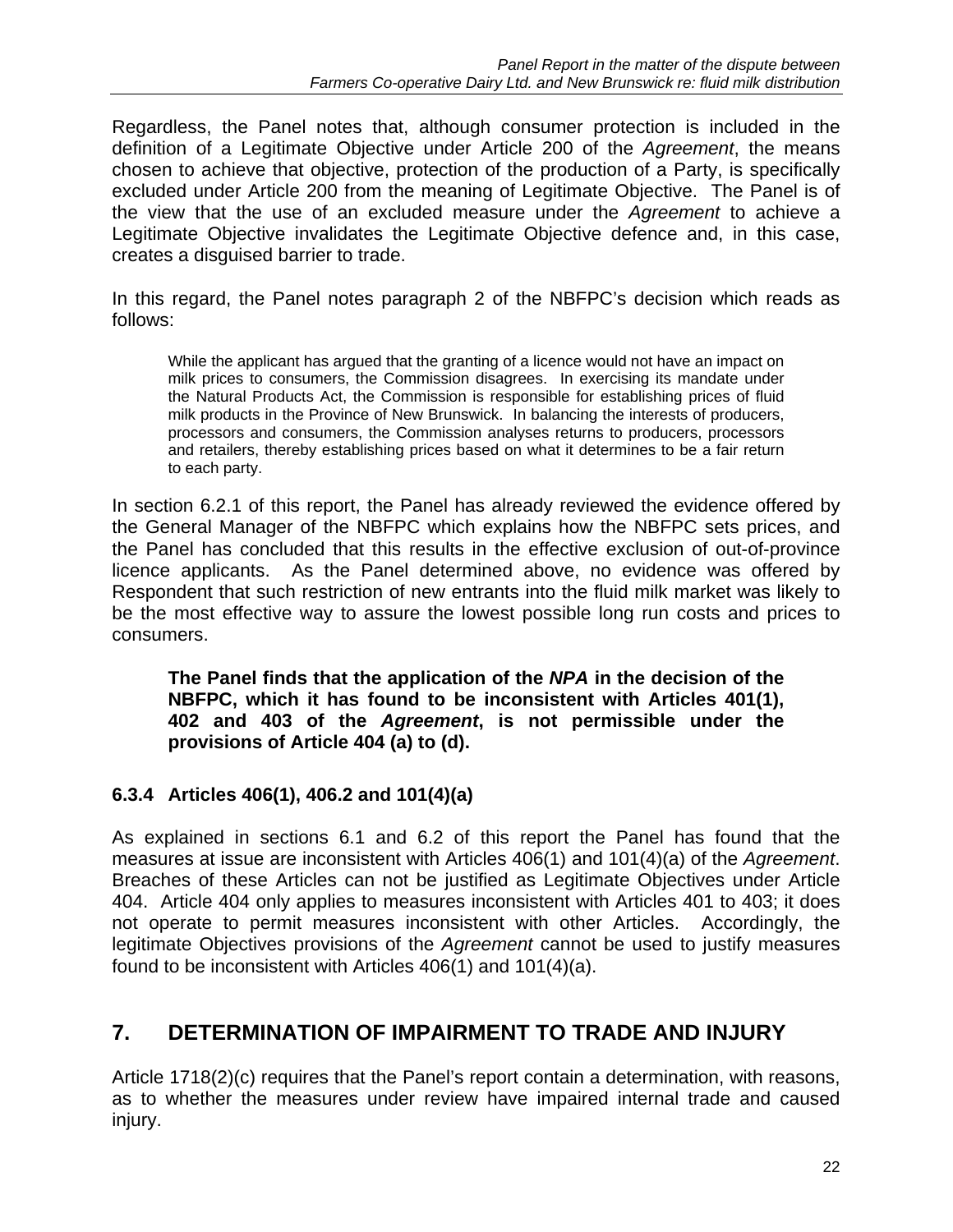Regardless, the Panel notes that, although consumer protection is included in the definition of a Legitimate Objective under Article 200 of the *Agreement*, the means chosen to achieve that objective, protection of the production of a Party, is specifically excluded under Article 200 from the meaning of Legitimate Objective. The Panel is of the view that the use of an excluded measure under the *Agreement* to achieve a Legitimate Objective invalidates the Legitimate Objective defence and, in this case, creates a disguised barrier to trade.

In this regard, the Panel notes paragraph 2 of the NBFPC's decision which reads as follows:

> While the applicant has argued that the granting of a licence would not have an impact on milk prices to consumers, the Commission disagrees. In exercising its mandate under the Natural Products Act, the Commission is responsible for establishing prices of fluid milk products in the Province of New Brunswick. In balancing the interests of producers, processors and consumers, the Commission analyses returns to producers, processors and retailers, thereby establishing prices based on what it determines to be a fair return to each party.

In section 6.2.1 of this report, the Panel has already reviewed the evidence offered by the General Manager of the NBFPC which explains how the NBFPC sets prices, and the Panel has concluded that this results in the effective exclusion of out-of-province licence applicants. As the Panel determined above, no evidence was offered by Respondent that such restriction of new entrants into the fluid milk market was likely to be the most effective way to assure the lowest possible long run costs and prices to consumers.

> **The Panel finds that the application of the *NPA* in the decision of the NBFPC, which it has found to be inconsistent with Articles 401(1), 402 and 403 of the *Agreement*, is not permissible under the provisions of Article 404 (a) to (d).**

### 6.3.4 Articles 406(1), 406.2 and 101(4)(a)

As explained in sections 6.1 and 6.2 of this report the Panel has found that the measures at issue are inconsistent with Articles 406(1) and 101(4)(a) of the *Agreement*. Breaches of these Articles can not be justified as Legitimate Objectives under Article 404. Article 404 only applies to measures inconsistent with Articles 401 to 403; it does not operate to permit measures inconsistent with other Articles. Accordingly, the legitimate Objectives provisions of the *Agreement* cannot be used to justify measures found to be inconsistent with Articles 406(1) and 101(4)(a).

## 7. DETERMINATION OF IMPAIRMENT TO TRADE AND INJURY

Article 1718(2)(c) requires that the Panel's report contain a determination, with reasons, as to whether the measures under review have impaired internal trade and caused injury.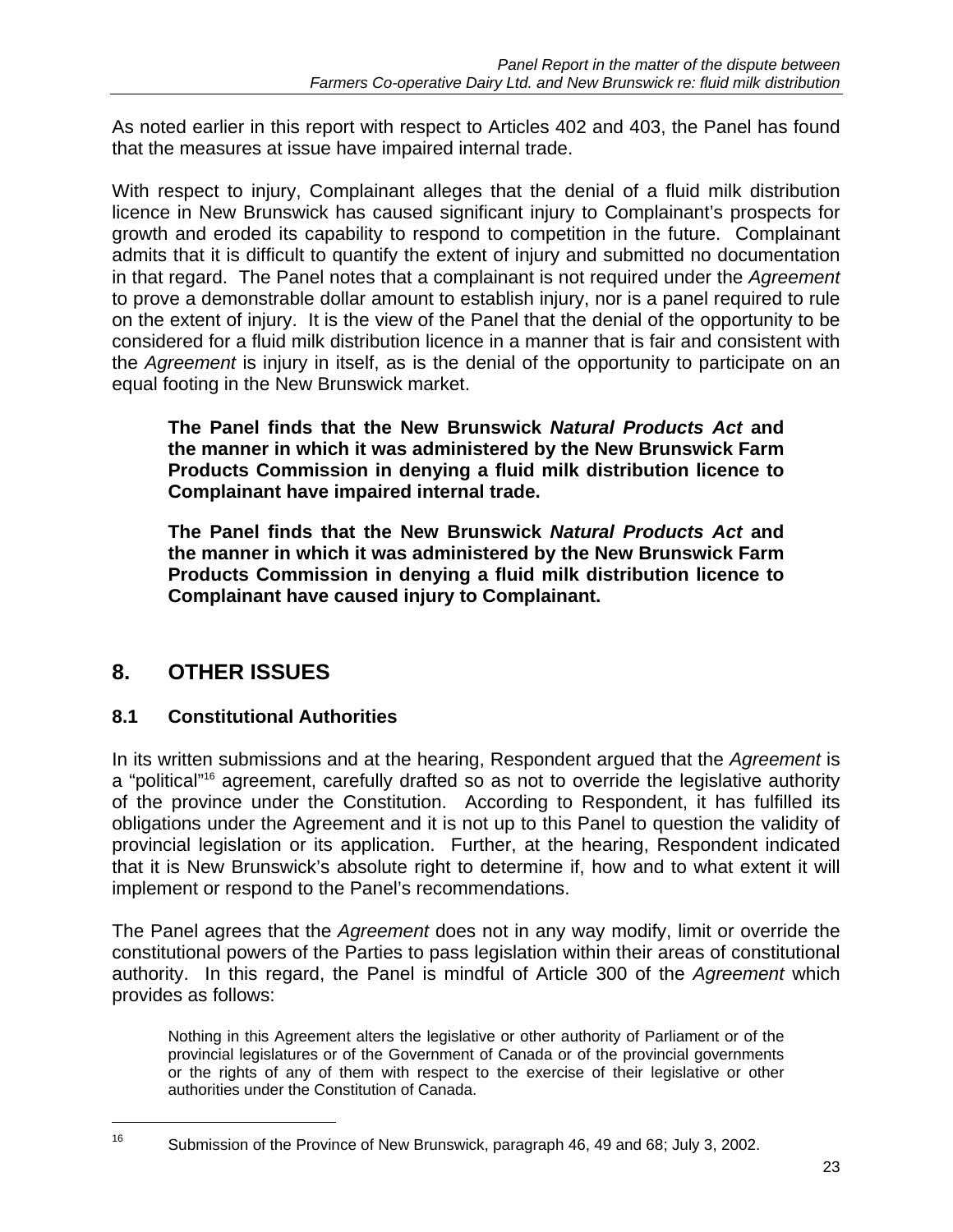As noted earlier in this report with respect to Articles 402 and 403, the Panel has found that the measures at issue have impaired internal trade.

With respect to injury, Complainant alleges that the denial of a fluid milk distribution licence in New Brunswick has caused significant injury to Complainant's prospects for growth and eroded its capability to respond to competition in the future. Complainant admits that it is difficult to quantify the extent of injury and submitted no documentation in that regard. The Panel notes that a complainant is not required under the *Agreement* to prove a demonstrable dollar amount to establish injury, nor is a panel required to rule on the extent of injury. It is the view of the Panel that the denial of the opportunity to be considered for a fluid milk distribution licence in a manner that is fair and consistent with the *Agreement* is injury in itself, as is the denial of the opportunity to participate on an equal footing in the New Brunswick market.

> **The Panel finds that the New Brunswick *Natural Products Act* and the manner in which it was administered by the New Brunswick Farm Products Commission in denying a fluid milk distribution licence to Complainant have impaired internal trade.**
>
> **The Panel finds that the New Brunswick *Natural Products Act* and the manner in which it was administered by the New Brunswick Farm Products Commission in denying a fluid milk distribution licence to Complainant have caused injury to Complainant.**

## 8. OTHER ISSUES

### 8.1 Constitutional Authorities

In its written submissions and at the hearing, Respondent argued that the *Agreement* is a "political"[16] agreement, carefully drafted so as not to override the legislative authority of the province under the Constitution. According to Respondent, it has fulfilled its obligations under the Agreement and it is not up to this Panel to question the validity of provincial legislation or its application. Further, at the hearing, Respondent indicated that it is New Brunswick's absolute right to determine if, how and to what extent it will implement or respond to the Panel's recommendations.

The Panel agrees that the *Agreement* does not in any way modify, limit or override the constitutional powers of the Parties to pass legislation within their areas of constitutional authority. In this regard, the Panel is mindful of Article 300 of the *Agreement* which provides as follows:

> Nothing in this Agreement alters the legislative or other authority of Parliament or of the provincial legislatures or of the Government of Canada or of the provincial governments or the rights of any of them with respect to the exercise of their legislative or other authorities under the Constitution of Canada.

---

[16] Submission of the Province of New Brunswick, paragraph 46, 49 and 68; July 3, 2002.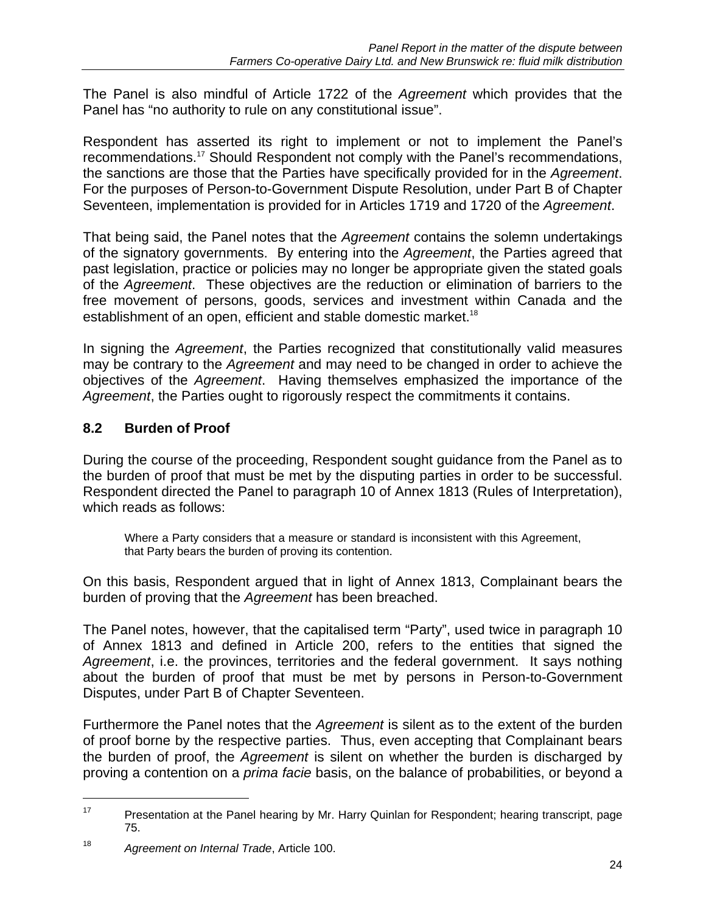The Panel is also mindful of Article 1722 of the *Agreement* which provides that the Panel has "no authority to rule on any constitutional issue".

Respondent has asserted its right to implement or not to implement the Panel's recommendations.[17] Should Respondent not comply with the Panel's recommendations, the sanctions are those that the Parties have specifically provided for in the *Agreement*. For the purposes of Person-to-Government Dispute Resolution, under Part B of Chapter Seventeen, implementation is provided for in Articles 1719 and 1720 of the *Agreement*.

That being said, the Panel notes that the *Agreement* contains the solemn undertakings of the signatory governments. By entering into the *Agreement*, the Parties agreed that past legislation, practice or policies may no longer be appropriate given the stated goals of the *Agreement*. These objectives are the reduction or elimination of barriers to the free movement of persons, goods, services and investment within Canada and the establishment of an open, efficient and stable domestic market.[18]

In signing the *Agreement*, the Parties recognized that constitutionally valid measures may be contrary to the *Agreement* and may need to be changed in order to achieve the objectives of the *Agreement*. Having themselves emphasized the importance of the *Agreement*, the Parties ought to rigorously respect the commitments it contains.

### 8.2 Burden of Proof

During the course of the proceeding, Respondent sought guidance from the Panel as to the burden of proof that must be met by the disputing parties in order to be successful. Respondent directed the Panel to paragraph 10 of Annex 1813 (Rules of Interpretation), which reads as follows:

> Where a Party considers that a measure or standard is inconsistent with this Agreement, that Party bears the burden of proving its contention.

On this basis, Respondent argued that in light of Annex 1813, Complainant bears the burden of proving that the *Agreement* has been breached.

The Panel notes, however, that the capitalised term "Party", used twice in paragraph 10 of Annex 1813 and defined in Article 200, refers to the entities that signed the *Agreement*, i.e. the provinces, territories and the federal government. It says nothing about the burden of proof that must be met by persons in Person-to-Government Disputes, under Part B of Chapter Seventeen.

Furthermore the Panel notes that the *Agreement* is silent as to the extent of the burden of proof borne by the respective parties. Thus, even accepting that Complainant bears the burden of proof, the *Agreement* is silent on whether the burden is discharged by proving a contention on a *prima facie* basis, on the balance of probabilities, or beyond a

---

[17] Presentation at the Panel hearing by Mr. Harry Quinlan for Respondent; hearing transcript, page 75.

[18] *Agreement on Internal Trade*, Article 100.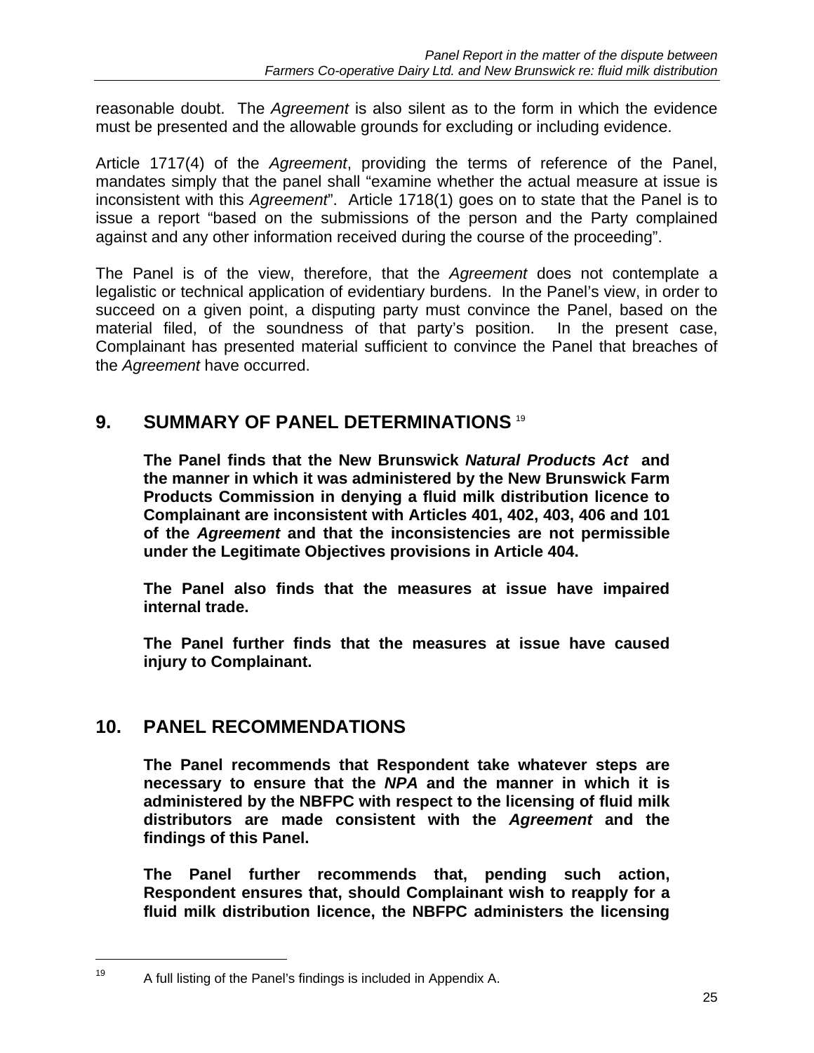reasonable doubt. The *Agreement* is also silent as to the form in which the evidence must be presented and the allowable grounds for excluding or including evidence.

Article 1717(4) of the *Agreement*, providing the terms of reference of the Panel, mandates simply that the panel shall "examine whether the actual measure at issue is inconsistent with this *Agreement*". Article 1718(1) goes on to state that the Panel is to issue a report "based on the submissions of the person and the Party complained against and any other information received during the course of the proceeding".

The Panel is of the view, therefore, that the *Agreement* does not contemplate a legalistic or technical application of evidentiary burdens. In the Panel's view, in order to succeed on a given point, a disputing party must convince the Panel, based on the material filed, of the soundness of that party's position. In the present case, Complainant has presented material sufficient to convince the Panel that breaches of the *Agreement* have occurred.

## 9. SUMMARY OF PANEL DETERMINATIONS [19]

**The Panel finds that the New Brunswick *Natural Products Act* and the manner in which it was administered by the New Brunswick Farm Products Commission in denying a fluid milk distribution licence to Complainant are inconsistent with Articles 401, 402, 403, 406 and 101 of the *Agreement* and that the inconsistencies are not permissible under the Legitimate Objectives provisions in Article 404.**

**The Panel also finds that the measures at issue have impaired internal trade.**

**The Panel further finds that the measures at issue have caused injury to Complainant.**

## 10. PANEL RECOMMENDATIONS

**The Panel recommends that Respondent take whatever steps are necessary to ensure that the *NPA* and the manner in which it is administered by the NBFPC with respect to the licensing of fluid milk distributors are made consistent with the *Agreement* and the findings of this Panel.**

**The Panel further recommends that, pending such action, Respondent ensures that, should Complainant wish to reapply for a fluid milk distribution licence, the NBFPC administers the licensing**

---

[19] A full listing of the Panel's findings is included in Appendix A.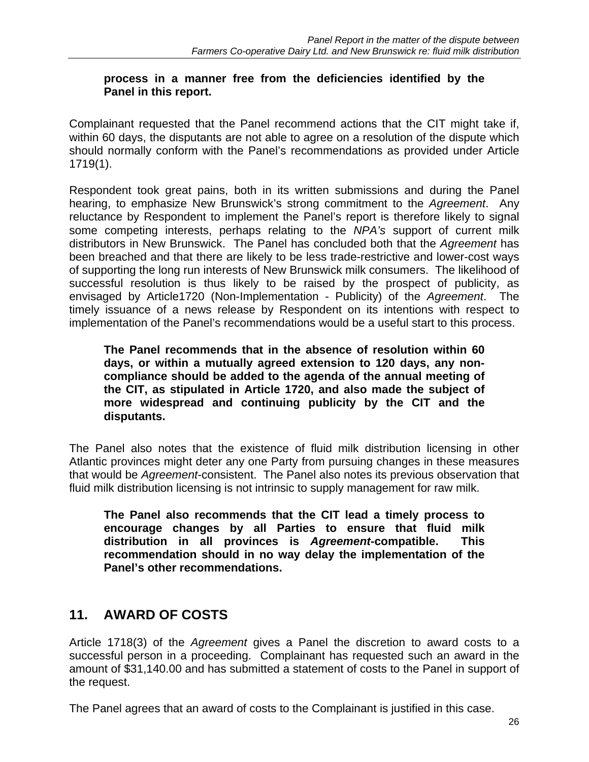**process in a manner free from the deficiencies identified by the Panel in this report.**

Complainant requested that the Panel recommend actions that the CIT might take if, within 60 days, the disputants are not able to agree on a resolution of the dispute which should normally conform with the Panel's recommendations as provided under Article 1719(1).

Respondent took great pains, both in its written submissions and during the Panel hearing, to emphasize New Brunswick's strong commitment to the *Agreement*. Any reluctance by Respondent to implement the Panel's report is therefore likely to signal some competing interests, perhaps relating to the *NPA's* support of current milk distributors in New Brunswick. The Panel has concluded both that the *Agreement* has been breached and that there are likely to be less trade-restrictive and lower-cost ways of supporting the long run interests of New Brunswick milk consumers. The likelihood of successful resolution is thus likely to be raised by the prospect of publicity, as envisaged by Article1720 (Non-Implementation - Publicity) of the *Agreement*. The timely issuance of a news release by Respondent on its intentions with respect to implementation of the Panel's recommendations would be a useful start to this process.

**The Panel recommends that in the absence of resolution within 60 days, or within a mutually agreed extension to 120 days, any non-compliance should be added to the agenda of the annual meeting of the CIT, as stipulated in Article 1720, and also made the subject of more widespread and continuing publicity by the CIT and the disputants.**

The Panel also notes that the existence of fluid milk distribution licensing in other Atlantic provinces might deter any one Party from pursuing changes in these measures that would be *Agreement*-consistent. The Panel also notes its previous observation that fluid milk distribution licensing is not intrinsic to supply management for raw milk.

**The Panel also recommends that the CIT lead a timely process to encourage changes by all Parties to ensure that fluid milk distribution in all provinces is *Agreement*-compatible. This recommendation should in no way delay the implementation of the Panel's other recommendations.**

## 11. AWARD OF COSTS

Article 1718(3) of the *Agreement* gives a Panel the discretion to award costs to a successful person in a proceeding. Complainant has requested such an award in the amount of $31,140.00 and has submitted a statement of costs to the Panel in support of the request.

The Panel agrees that an award of costs to the Complainant is justified in this case.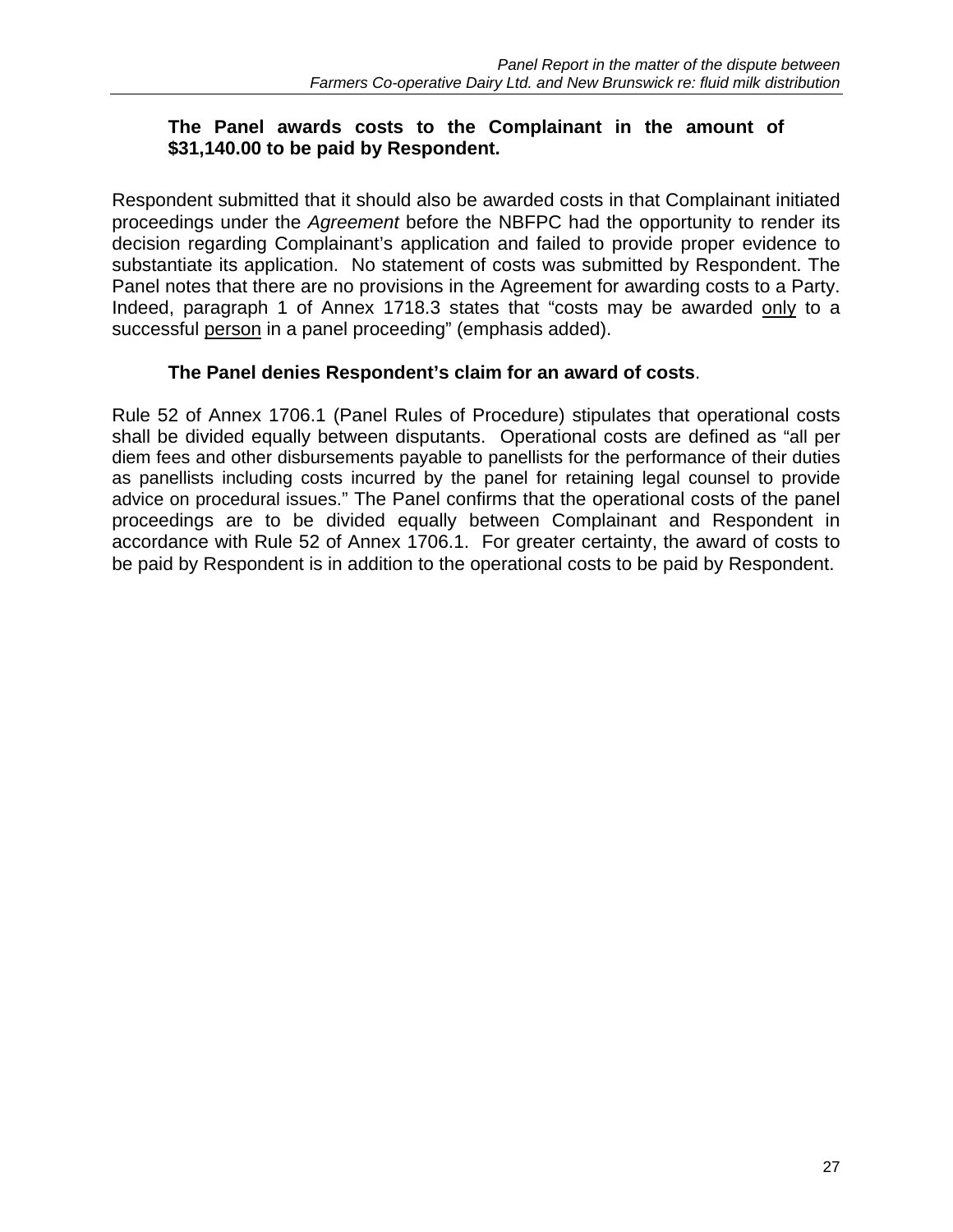**The Panel awards costs to the Complainant in the amount of $31,140.00 to be paid by Respondent.**

Respondent submitted that it should also be awarded costs in that Complainant initiated proceedings under the *Agreement* before the NBFPC had the opportunity to render its decision regarding Complainant's application and failed to provide proper evidence to substantiate its application. No statement of costs was submitted by Respondent. The Panel notes that there are no provisions in the Agreement for awarding costs to a Party. Indeed, paragraph 1 of Annex 1718.3 states that "costs may be awarded <u>only</u> to a successful <u>person</u> in a panel proceeding" (emphasis added).

**The Panel denies Respondent's claim for an award of costs**.

Rule 52 of Annex 1706.1 (Panel Rules of Procedure) stipulates that operational costs shall be divided equally between disputants. Operational costs are defined as "all per diem fees and other disbursements payable to panellists for the performance of their duties as panellists including costs incurred by the panel for retaining legal counsel to provide advice on procedural issues." The Panel confirms that the operational costs of the panel proceedings are to be divided equally between Complainant and Respondent in accordance with Rule 52 of Annex 1706.1. For greater certainty, the award of costs to be paid by Respondent is in addition to the operational costs to be paid by Respondent.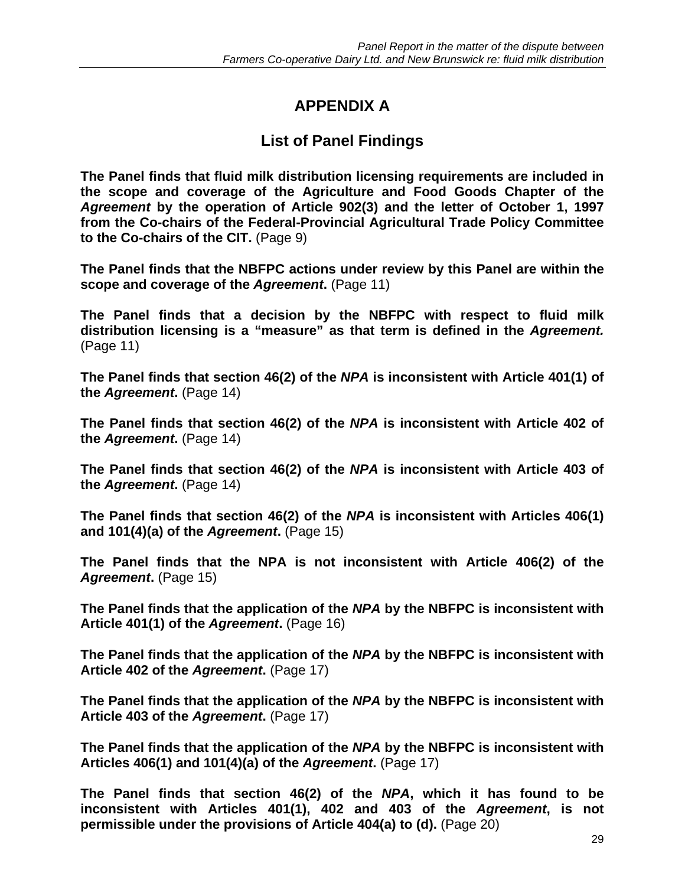# APPENDIX A

## List of Panel Findings

**The Panel finds that fluid milk distribution licensing requirements are included in the scope and coverage of the Agriculture and Food Goods Chapter of the *Agreement* by the operation of Article 902(3) and the letter of October 1, 1997 from the Co-chairs of the Federal-Provincial Agricultural Trade Policy Committee to the Co-chairs of the CIT.** (Page 9)

**The Panel finds that the NBFPC actions under review by this Panel are within the scope and coverage of the *Agreement*.** (Page 11)

**The Panel finds that a decision by the NBFPC with respect to fluid milk distribution licensing is a "measure" as that term is defined in the *Agreement.*** (Page 11)

**The Panel finds that section 46(2) of the *NPA* is inconsistent with Article 401(1) of the *Agreement*.** (Page 14)

**The Panel finds that section 46(2) of the *NPA* is inconsistent with Article 402 of the *Agreement*.** (Page 14)

**The Panel finds that section 46(2) of the *NPA* is inconsistent with Article 403 of the *Agreement*.** (Page 14)

**The Panel finds that section 46(2) of the *NPA* is inconsistent with Articles 406(1) and 101(4)(a) of the *Agreement*.** (Page 15)

**The Panel finds that the NPA is not inconsistent with Article 406(2) of the *Agreement*.** (Page 15)

**The Panel finds that the application of the *NPA* by the NBFPC is inconsistent with Article 401(1) of the *Agreement*.** (Page 16)

**The Panel finds that the application of the *NPA* by the NBFPC is inconsistent with Article 402 of the *Agreement*.** (Page 17)

**The Panel finds that the application of the *NPA* by the NBFPC is inconsistent with Article 403 of the *Agreement*.** (Page 17)

**The Panel finds that the application of the *NPA* by the NBFPC is inconsistent with Articles 406(1) and 101(4)(a) of the *Agreement*.** (Page 17)

**The Panel finds that section 46(2) of the *NPA*, which it has found to be inconsistent with Articles 401(1), 402 and 403 of the *Agreement*, is not permissible under the provisions of Article 404(a) to (d).** (Page 20)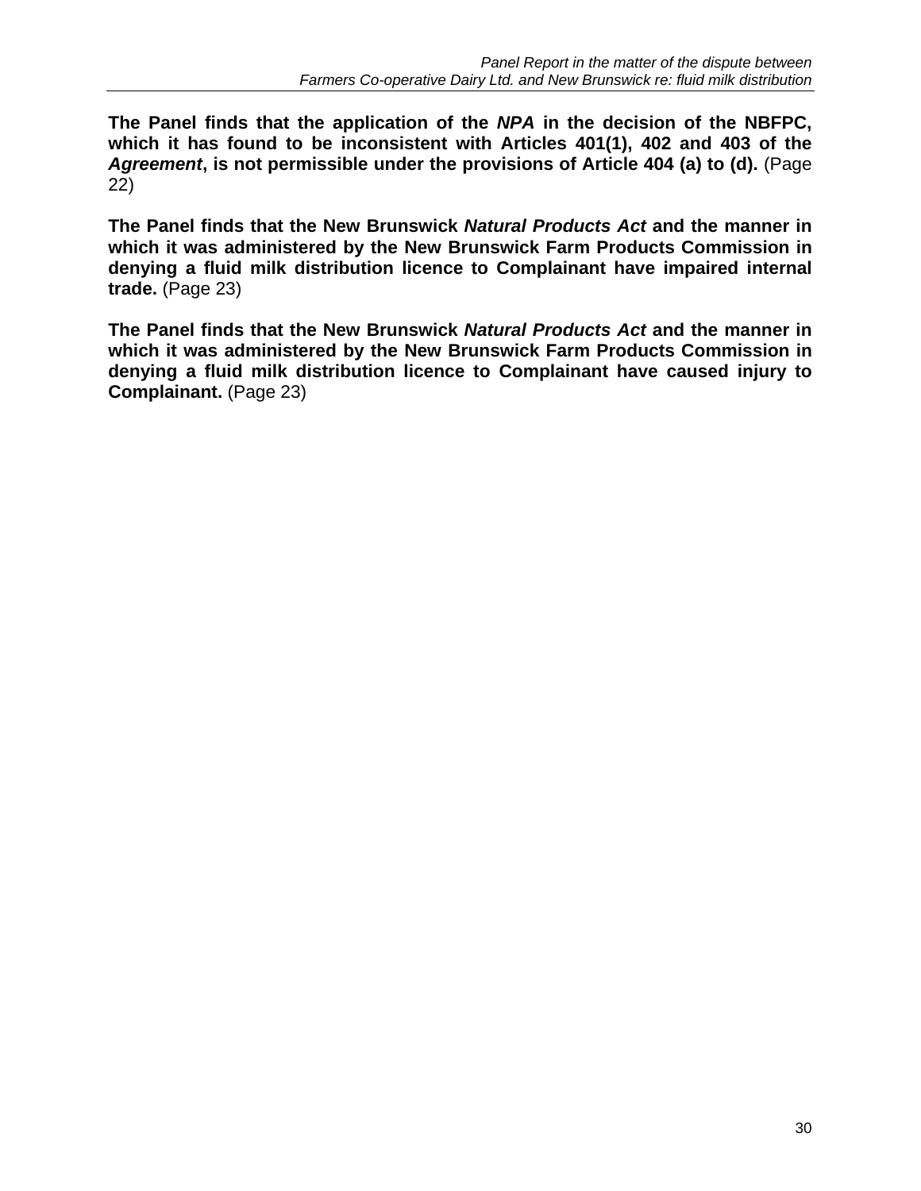**The Panel finds that the application of the *NPA* in the decision of the NBFPC, which it has found to be inconsistent with Articles 401(1), 402 and 403 of the *Agreement*, is not permissible under the provisions of Article 404 (a) to (d).** (Page 22)

**The Panel finds that the New Brunswick *Natural Products Act* and the manner in which it was administered by the New Brunswick Farm Products Commission in denying a fluid milk distribution licence to Complainant have impaired internal trade.** (Page 23)

**The Panel finds that the New Brunswick *Natural Products Act* and the manner in which it was administered by the New Brunswick Farm Products Commission in denying a fluid milk distribution licence to Complainant have caused injury to Complainant.** (Page 23)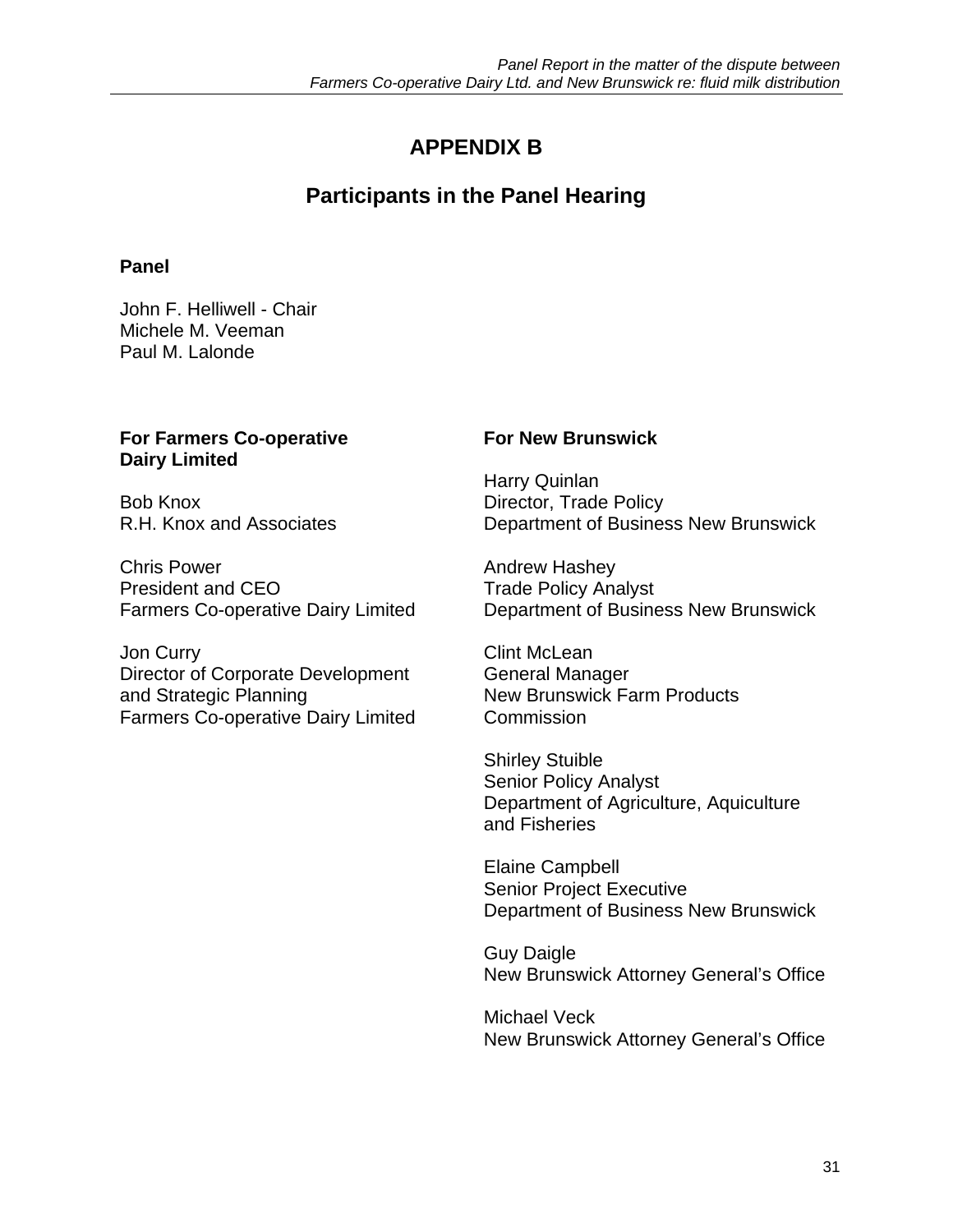# APPENDIX B

## Participants in the Panel Hearing

**Panel**

John F. Helliwell - Chair
Michele M. Veeman
Paul M. Lalonde

**For Farmers Co-operative Dairy Limited**

Bob Knox
R.H. Knox and Associates

Chris Power
President and CEO
Farmers Co-operative Dairy Limited

Jon Curry
Director of Corporate Development and Strategic Planning
Farmers Co-operative Dairy Limited

**For New Brunswick**

Harry Quinlan
Director, Trade Policy
Department of Business New Brunswick

Andrew Hashey
Trade Policy Analyst
Department of Business New Brunswick

Clint McLean
General Manager
New Brunswick Farm Products Commission

Shirley Stuible
Senior Policy Analyst
Department of Agriculture, Aquiculture and Fisheries

Elaine Campbell
Senior Project Executive
Department of Business New Brunswick

Guy Daigle
New Brunswick Attorney General's Office

Michael Veck
New Brunswick Attorney General's Office